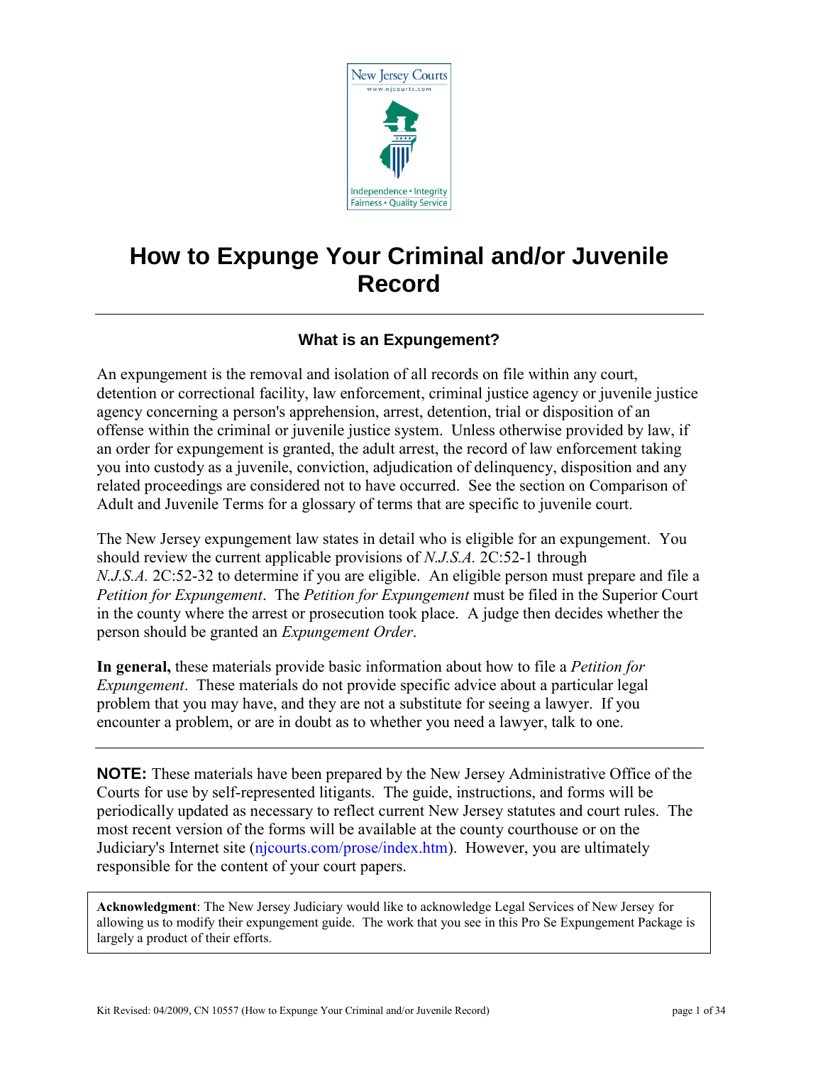# How to Expunge Your Criminal and/or Juvenile Record

## What is an Expungement?

An expungement is the removal and isolation of all records on file within any court, detention or correctional facility, law enforcement, criminal justice agency or juvenile justice agency concerning a person's apprehension, arrest, detention, trial or disposition of an offense within the criminal or juvenile justice system. Unless otherwise provided by law, if an order for expungement is granted, the adult arrest, the record of law enforcement taking you into custody as a juvenile, conviction, adjudication of delinquency, disposition and any related proceedings are considered not to have occurred. See the section on Comparison of Adult and Juvenile Terms for a glossary of terms that are specific to juvenile court.

The New Jersey expungement law states in detail who is eligible for an expungement. You should review the current applicable provisions of *N.J.S.A.* 2C:52-1 through *N.J.S.A.* 2C:52-32 to determine if you are eligible. An eligible person must prepare and file a *Petition for Expungement*. The *Petition for Expungement* must be filed in the Superior Court in the county where the arrest or prosecution took place. A judge then decides whether the person should be granted an *Expungement Order*.

**In general,** these materials provide basic information about how to file a *Petition for Expungement*. These materials do not provide specific advice about a particular legal problem that you may have, and they are not a substitute for seeing a lawyer. If you encounter a problem, or are in doubt as to whether you need a lawyer, talk to one.

---

**NOTE:** These materials have been prepared by the New Jersey Administrative Office of the Courts for use by self-represented litigants. The guide, instructions, and forms will be periodically updated as necessary to reflect current New Jersey statutes and court rules. The most recent version of the forms will be available at the county courthouse or on the Judiciary's Internet site (njcourts.com/prose/index.htm). However, you are ultimately responsible for the content of your court papers.

**Acknowledgment**: The New Jersey Judiciary would like to acknowledge Legal Services of New Jersey for allowing us to modify their expungement guide. The work that you see in this Pro Se Expungement Package is largely a product of their efforts.

Kit Revised: 04/2009, CN 10557 (How to Expunge Your Criminal and/or Juvenile Record)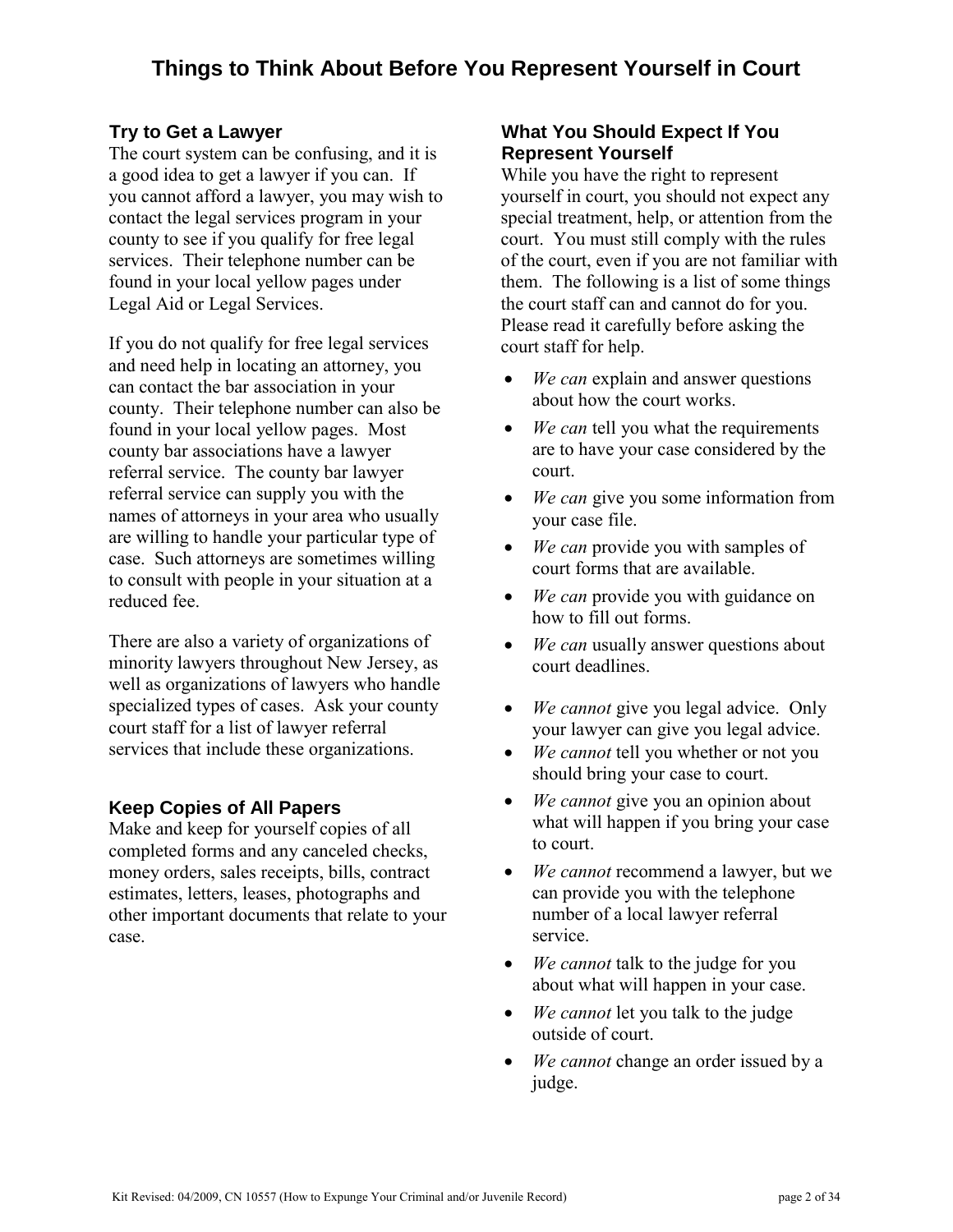# Things to Think About Before You Represent Yourself in Court

## Try to Get a Lawyer

The court system can be confusing, and it is a good idea to get a lawyer if you can. If you cannot afford a lawyer, you may wish to contact the legal services program in your county to see if you qualify for free legal services. Their telephone number can be found in your local yellow pages under Legal Aid or Legal Services.

If you do not qualify for free legal services and need help in locating an attorney, you can contact the bar association in your county. Their telephone number can also be found in your local yellow pages. Most county bar associations have a lawyer referral service. The county bar lawyer referral service can supply you with the names of attorneys in your area who usually are willing to handle your particular type of case. Such attorneys are sometimes willing to consult with people in your situation at a reduced fee.

There are also a variety of organizations of minority lawyers throughout New Jersey, as well as organizations of lawyers who handle specialized types of cases. Ask your county court staff for a list of lawyer referral services that include these organizations.

## Keep Copies of All Papers

Make and keep for yourself copies of all completed forms and any canceled checks, money orders, sales receipts, bills, contract estimates, letters, leases, photographs and other important documents that relate to your case.

## What You Should Expect If You Represent Yourself

While you have the right to represent yourself in court, you should not expect any special treatment, help, or attention from the court. You must still comply with the rules of the court, even if you are not familiar with them. The following is a list of some things the court staff can and cannot do for you. Please read it carefully before asking the court staff for help.

- *We can* explain and answer questions about how the court works.
- *We can* tell you what the requirements are to have your case considered by the court.
- *We can* give you some information from your case file.
- *We can* provide you with samples of court forms that are available.
- *We can* provide you with guidance on how to fill out forms.
- *We can* usually answer questions about court deadlines.

- *We cannot* give you legal advice. Only your lawyer can give you legal advice.
- *We cannot* tell you whether or not you should bring your case to court.
- *We cannot* give you an opinion about what will happen if you bring your case to court.
- *We cannot* recommend a lawyer, but we can provide you with the telephone number of a local lawyer referral service.
- *We cannot* talk to the judge for you about what will happen in your case.
- *We cannot* let you talk to the judge outside of court.
- *We cannot* change an order issued by a judge.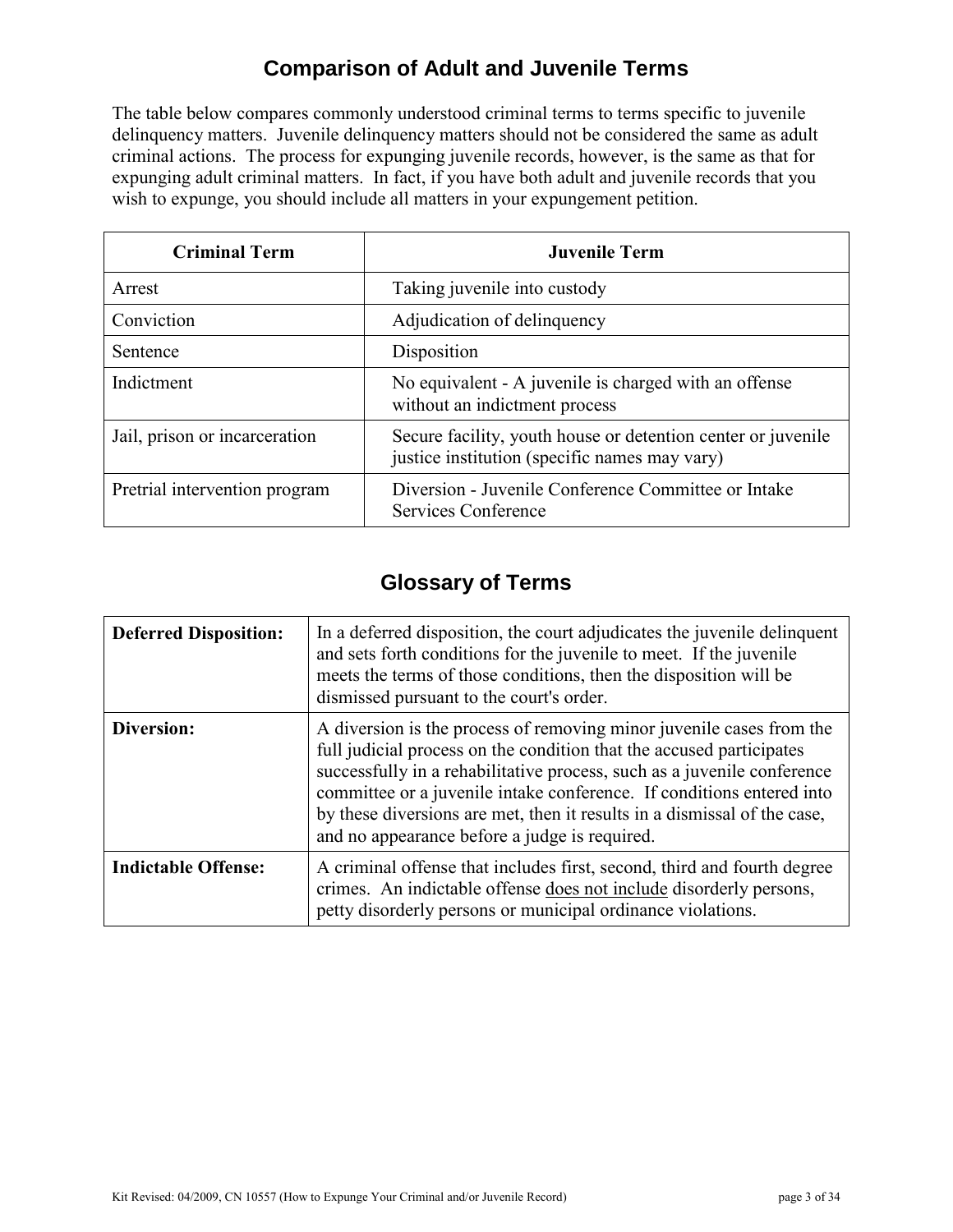## Comparison of Adult and Juvenile Terms

The table below compares commonly understood criminal terms to terms specific to juvenile delinquency matters. Juvenile delinquency matters should not be considered the same as adult criminal actions. The process for expunging juvenile records, however, is the same as that for expunging adult criminal matters. In fact, if you have both adult and juvenile records that you wish to expunge, you should include all matters in your expungement petition.

| Criminal Term | Juvenile Term |
|---|---|
| Arrest | Taking juvenile into custody |
| Conviction | Adjudication of delinquency |
| Sentence | Disposition |
| Indictment | No equivalent - A juvenile is charged with an offense without an indictment process |
| Jail, prison or incarceration | Secure facility, youth house or detention center or juvenile justice institution (specific names may vary) |
| Pretrial intervention program | Diversion - Juvenile Conference Committee or Intake Services Conference |

## Glossary of Terms

| | |
|---|---|
| **Deferred Disposition:** | In a deferred disposition, the court adjudicates the juvenile delinquent and sets forth conditions for the juvenile to meet. If the juvenile meets the terms of those conditions, then the disposition will be dismissed pursuant to the court's order. |
| **Diversion:** | A diversion is the process of removing minor juvenile cases from the full judicial process on the condition that the accused participates successfully in a rehabilitative process, such as a juvenile conference committee or a juvenile intake conference. If conditions entered into by these diversions are met, then it results in a dismissal of the case, and no appearance before a judge is required. |
| **Indictable Offense:** | A criminal offense that includes first, second, third and fourth degree crimes. An indictable offense does not include disorderly persons, petty disorderly persons or municipal ordinance violations. |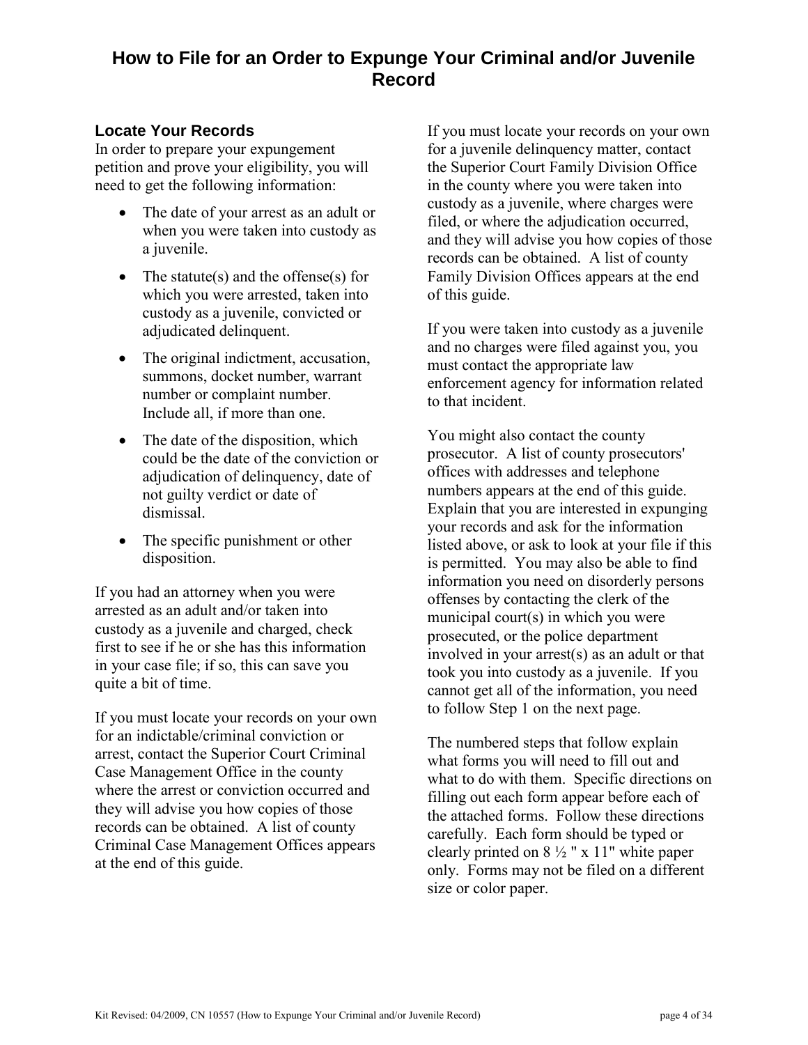# How to File for an Order to Expunge Your Criminal and/or Juvenile Record

## Locate Your Records

In order to prepare your expungement petition and prove your eligibility, you will need to get the following information:

- The date of your arrest as an adult or when you were taken into custody as a juvenile.
- The statute(s) and the offense(s) for which you were arrested, taken into custody as a juvenile, convicted or adjudicated delinquent.
- The original indictment, accusation, summons, docket number, warrant number or complaint number. Include all, if more than one.
- The date of the disposition, which could be the date of the conviction or adjudication of delinquency, date of not guilty verdict or date of dismissal.
- The specific punishment or other disposition.

If you had an attorney when you were arrested as an adult and/or taken into custody as a juvenile and charged, check first to see if he or she has this information in your case file; if so, this can save you quite a bit of time.

If you must locate your records on your own for an indictable/criminal conviction or arrest, contact the Superior Court Criminal Case Management Office in the county where the arrest or conviction occurred and they will advise you how copies of those records can be obtained. A list of county Criminal Case Management Offices appears at the end of this guide.

If you must locate your records on your own for a juvenile delinquency matter, contact the Superior Court Family Division Office in the county where you were taken into custody as a juvenile, where charges were filed, or where the adjudication occurred, and they will advise you how copies of those records can be obtained. A list of county Family Division Offices appears at the end of this guide.

If you were taken into custody as a juvenile and no charges were filed against you, you must contact the appropriate law enforcement agency for information related to that incident.

You might also contact the county prosecutor. A list of county prosecutors' offices with addresses and telephone numbers appears at the end of this guide. Explain that you are interested in expunging your records and ask for the information listed above, or ask to look at your file if this is permitted. You may also be able to find information you need on disorderly persons offenses by contacting the clerk of the municipal court(s) in which you were prosecuted, or the police department involved in your arrest(s) as an adult or that took you into custody as a juvenile. If you cannot get all of the information, you need to follow Step 1 on the next page.

The numbered steps that follow explain what forms you will need to fill out and what to do with them. Specific directions on filling out each form appear before each of the attached forms. Follow these directions carefully. Each form should be typed or clearly printed on 8 ½ " x 11" white paper only. Forms may not be filed on a different size or color paper.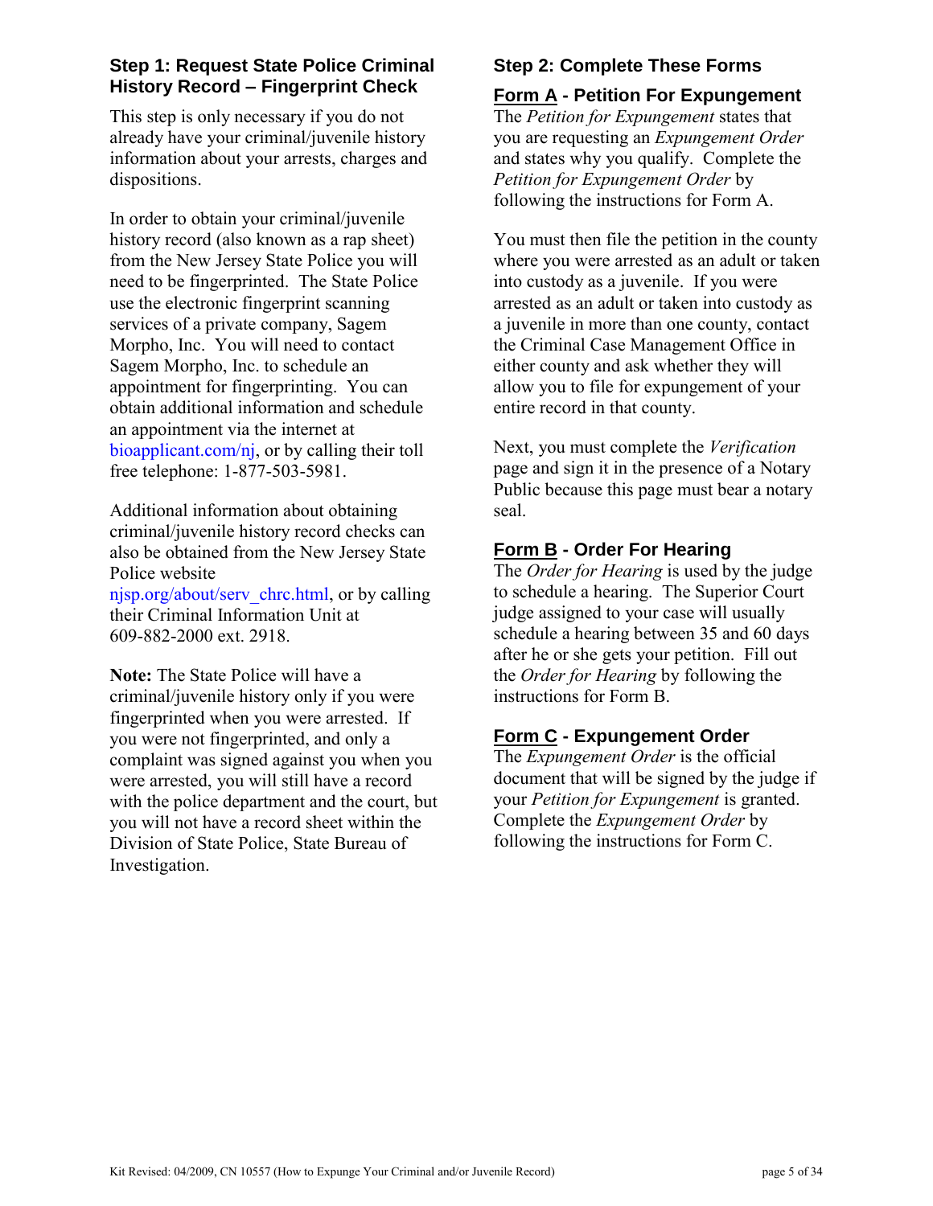## Step 1: Request State Police Criminal History Record – Fingerprint Check

This step is only necessary if you do not already have your criminal/juvenile history information about your arrests, charges and dispositions.

In order to obtain your criminal/juvenile history record (also known as a rap sheet) from the New Jersey State Police you will need to be fingerprinted. The State Police use the electronic fingerprint scanning services of a private company, Sagem Morpho, Inc. You will need to contact Sagem Morpho, Inc. to schedule an appointment for fingerprinting. You can obtain additional information and schedule an appointment via the internet at bioapplicant.com/nj, or by calling their toll free telephone: 1-877-503-5981.

Additional information about obtaining criminal/juvenile history record checks can also be obtained from the New Jersey State Police website njsp.org/about/serv_chrc.html, or by calling their Criminal Information Unit at 609-882-2000 ext. 2918.

**Note:** The State Police will have a criminal/juvenile history only if you were fingerprinted when you were arrested. If you were not fingerprinted, and only a complaint was signed against you when you were arrested, you will still have a record with the police department and the court, but you will not have a record sheet within the Division of State Police, State Bureau of Investigation.

## Step 2: Complete These Forms

### Form A - Petition For Expungement

The *Petition for Expungement* states that you are requesting an *Expungement Order* and states why you qualify. Complete the *Petition for Expungement Order* by following the instructions for Form A.

You must then file the petition in the county where you were arrested as an adult or taken into custody as a juvenile. If you were arrested as an adult or taken into custody as a juvenile in more than one county, contact the Criminal Case Management Office in either county and ask whether they will allow you to file for expungement of your entire record in that county.

Next, you must complete the *Verification* page and sign it in the presence of a Notary Public because this page must bear a notary seal.

### Form B - Order For Hearing

The *Order for Hearing* is used by the judge to schedule a hearing. The Superior Court judge assigned to your case will usually schedule a hearing between 35 and 60 days after he or she gets your petition. Fill out the *Order for Hearing* by following the instructions for Form B.

### Form C - Expungement Order

The *Expungement Order* is the official document that will be signed by the judge if your *Petition for Expungement* is granted. Complete the *Expungement Order* by following the instructions for Form C.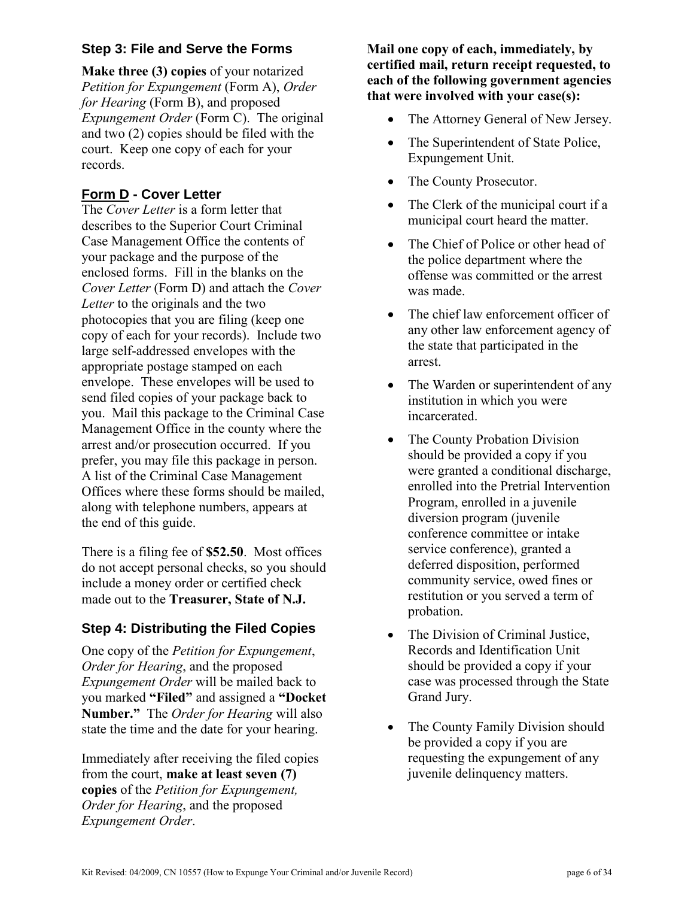## Step 3: File and Serve the Forms

**Make three (3) copies** of your notarized *Petition for Expungement* (Form A), *Order for Hearing* (Form B), and proposed *Expungement Order* (Form C). The original and two (2) copies should be filed with the court. Keep one copy of each for your records.

### Form D - Cover Letter

The *Cover Letter* is a form letter that describes to the Superior Court Criminal Case Management Office the contents of your package and the purpose of the enclosed forms. Fill in the blanks on the *Cover Letter* (Form D) and attach the *Cover Letter* to the originals and the two photocopies that you are filing (keep one copy of each for your records). Include two large self-addressed envelopes with the appropriate postage stamped on each envelope. These envelopes will be used to send filed copies of your package back to you. Mail this package to the Criminal Case Management Office in the county where the arrest and/or prosecution occurred. If you prefer, you may file this package in person. A list of the Criminal Case Management Offices where these forms should be mailed, along with telephone numbers, appears at the end of this guide.

There is a filing fee of **$52.50**. Most offices do not accept personal checks, so you should include a money order or certified check made out to the **Treasurer, State of N.J.**

## Step 4: Distributing the Filed Copies

One copy of the *Petition for Expungement*, *Order for Hearing*, and the proposed *Expungement Order* will be mailed back to you marked **"Filed"** and assigned a **"Docket Number."** The *Order for Hearing* will also state the time and the date for your hearing.

Immediately after receiving the filed copies from the court, **make at least seven (7) copies** of the *Petition for Expungement, Order for Hearing*, and the proposed *Expungement Order*.

**Mail one copy of each, immediately, by certified mail, return receipt requested, to each of the following government agencies that were involved with your case(s):**

- The Attorney General of New Jersey.
- The Superintendent of State Police, Expungement Unit.
- The County Prosecutor.
- The Clerk of the municipal court if a municipal court heard the matter.
- The Chief of Police or other head of the police department where the offense was committed or the arrest was made.
- The chief law enforcement officer of any other law enforcement agency of the state that participated in the arrest.
- The Warden or superintendent of any institution in which you were incarcerated.
- The County Probation Division should be provided a copy if you were granted a conditional discharge, enrolled into the Pretrial Intervention Program, enrolled in a juvenile diversion program (juvenile conference committee or intake service conference), granted a deferred disposition, performed community service, owed fines or restitution or you served a term of probation.
- The Division of Criminal Justice, Records and Identification Unit should be provided a copy if your case was processed through the State Grand Jury.
- The County Family Division should be provided a copy if you are requesting the expungement of any juvenile delinquency matters.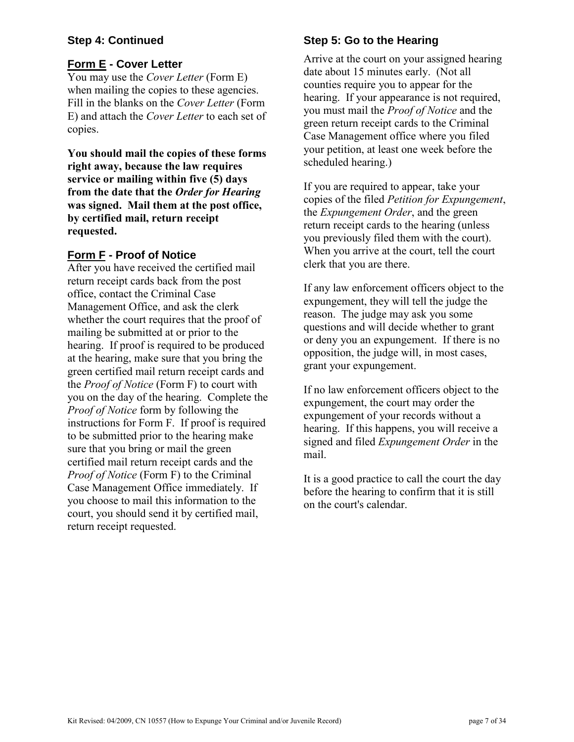## Step 4: Continued

### Form E - Cover Letter

You may use the *Cover Letter* (Form E) when mailing the copies to these agencies. Fill in the blanks on the *Cover Letter* (Form E) and attach the *Cover Letter* to each set of copies.

**You should mail the copies of these forms right away, because the law requires service or mailing within five (5) days from the date that the *Order for Hearing* was signed. Mail them at the post office, by certified mail, return receipt requested.**

### Form F - Proof of Notice

After you have received the certified mail return receipt cards back from the post office, contact the Criminal Case Management Office, and ask the clerk whether the court requires that the proof of mailing be submitted at or prior to the hearing. If proof is required to be produced at the hearing, make sure that you bring the green certified mail return receipt cards and the *Proof of Notice* (Form F) to court with you on the day of the hearing. Complete the *Proof of Notice* form by following the instructions for Form F. If proof is required to be submitted prior to the hearing make sure that you bring or mail the green certified mail return receipt cards and the *Proof of Notice* (Form F) to the Criminal Case Management Office immediately. If you choose to mail this information to the court, you should send it by certified mail, return receipt requested.

## Step 5: Go to the Hearing

Arrive at the court on your assigned hearing date about 15 minutes early. (Not all counties require you to appear for the hearing. If your appearance is not required, you must mail the *Proof of Notice* and the green return receipt cards to the Criminal Case Management office where you filed your petition, at least one week before the scheduled hearing.)

If you are required to appear, take your copies of the filed *Petition for Expungement*, the *Expungement Order*, and the green return receipt cards to the hearing (unless you previously filed them with the court). When you arrive at the court, tell the court clerk that you are there.

If any law enforcement officers object to the expungement, they will tell the judge the reason. The judge may ask you some questions and will decide whether to grant or deny you an expungement. If there is no opposition, the judge will, in most cases, grant your expungement.

If no law enforcement officers object to the expungement, the court may order the expungement of your records without a hearing. If this happens, you will receive a signed and filed *Expungement Order* in the mail.

It is a good practice to call the court the day before the hearing to confirm that it is still on the court's calendar.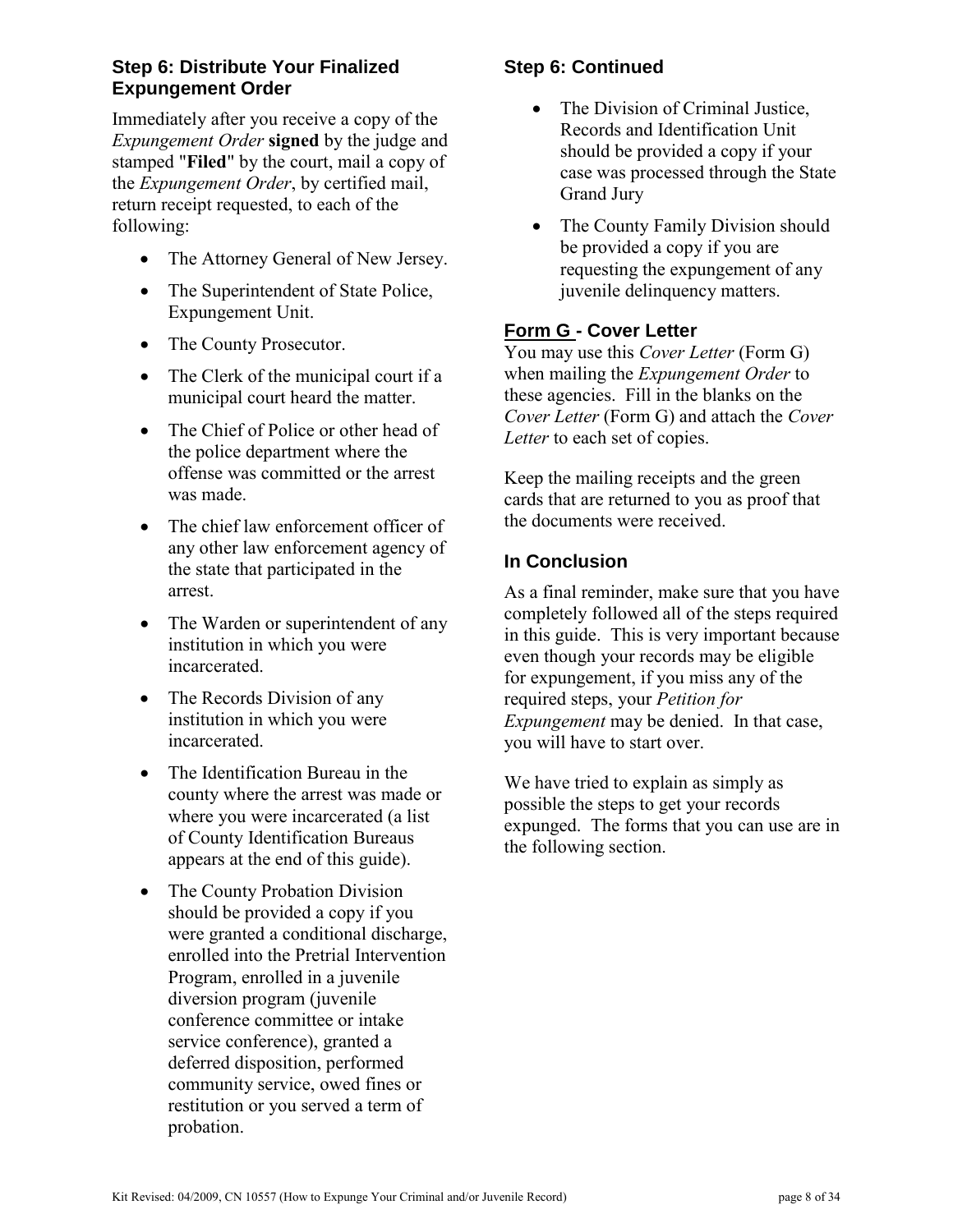### Step 6: Distribute Your Finalized Expungement Order

Immediately after you receive a copy of the *Expungement Order* **signed** by the judge and stamped "**Filed**" by the court, mail a copy of the *Expungement Order*, by certified mail, return receipt requested, to each of the following:

- The Attorney General of New Jersey.
- The Superintendent of State Police, Expungement Unit.
- The County Prosecutor.
- The Clerk of the municipal court if a municipal court heard the matter.
- The Chief of Police or other head of the police department where the offense was committed or the arrest was made.
- The chief law enforcement officer of any other law enforcement agency of the state that participated in the arrest.
- The Warden or superintendent of any institution in which you were incarcerated.
- The Records Division of any institution in which you were incarcerated.
- The Identification Bureau in the county where the arrest was made or where you were incarcerated (a list of County Identification Bureaus appears at the end of this guide).
- The County Probation Division should be provided a copy if you were granted a conditional discharge, enrolled into the Pretrial Intervention Program, enrolled in a juvenile diversion program (juvenile conference committee or intake service conference), granted a deferred disposition, performed community service, owed fines or restitution or you served a term of probation.

### Step 6: Continued

- The Division of Criminal Justice, Records and Identification Unit should be provided a copy if your case was processed through the State Grand Jury
- The County Family Division should be provided a copy if you are requesting the expungement of any juvenile delinquency matters.

### Form G - Cover Letter

You may use this *Cover Letter* (Form G) when mailing the *Expungement Order* to these agencies. Fill in the blanks on the *Cover Letter* (Form G) and attach the *Cover Letter* to each set of copies.

Keep the mailing receipts and the green cards that are returned to you as proof that the documents were received.

### In Conclusion

As a final reminder, make sure that you have completely followed all of the steps required in this guide. This is very important because even though your records may be eligible for expungement, if you miss any of the required steps, your *Petition for Expungement* may be denied. In that case, you will have to start over.

We have tried to explain as simply as possible the steps to get your records expunged. The forms that you can use are in the following section.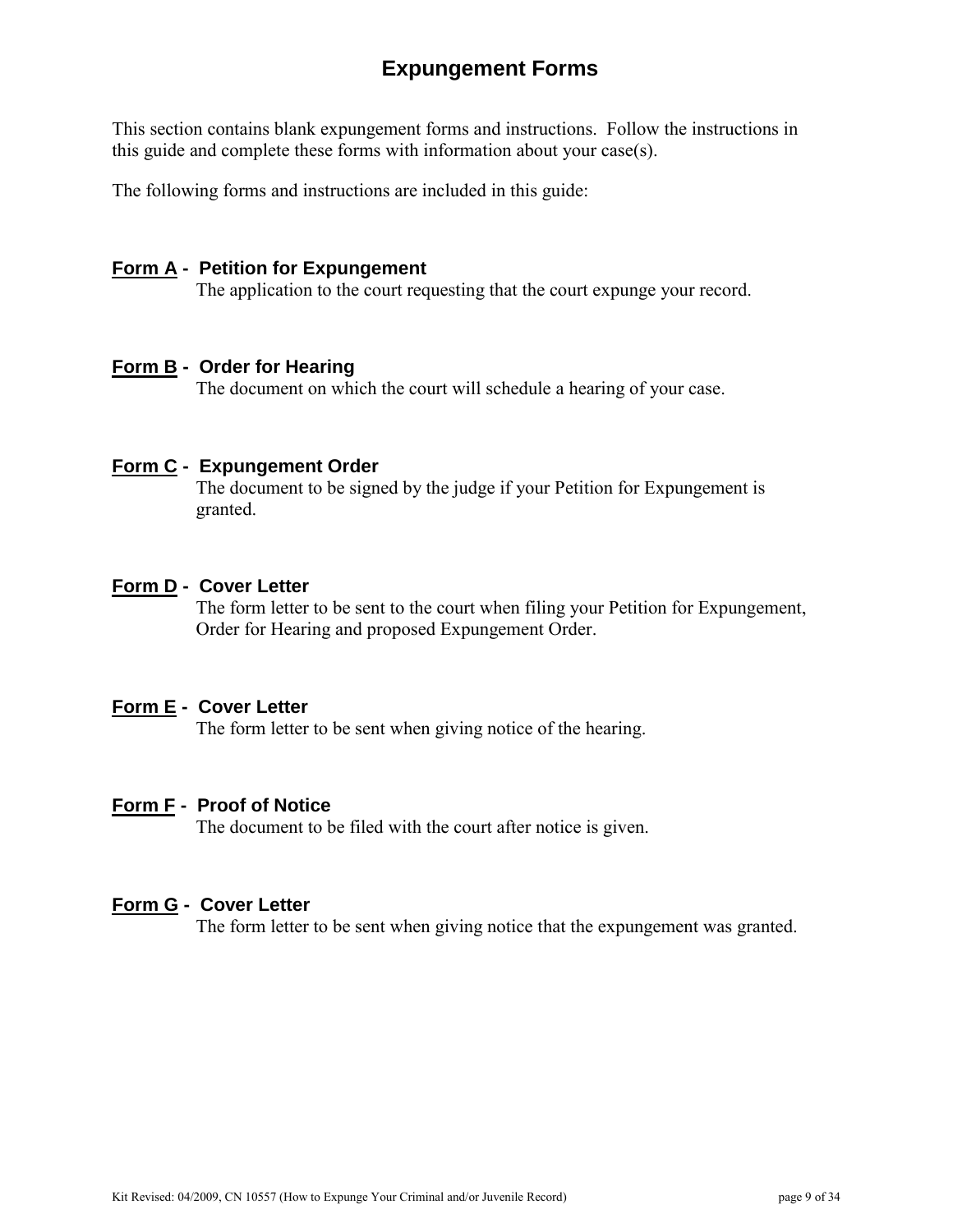# Expungement Forms

This section contains blank expungement forms and instructions. Follow the instructions in this guide and complete these forms with information about your case(s).

The following forms and instructions are included in this guide:

**Form A - Petition for Expungement**
The application to the court requesting that the court expunge your record.

**Form B - Order for Hearing**
The document on which the court will schedule a hearing of your case.

**Form C - Expungement Order**
The document to be signed by the judge if your Petition for Expungement is granted.

**Form D - Cover Letter**
The form letter to be sent to the court when filing your Petition for Expungement, Order for Hearing and proposed Expungement Order.

**Form E - Cover Letter**
The form letter to be sent when giving notice of the hearing.

**Form F - Proof of Notice**
The document to be filed with the court after notice is given.

**Form G - Cover Letter**
The form letter to be sent when giving notice that the expungement was granted.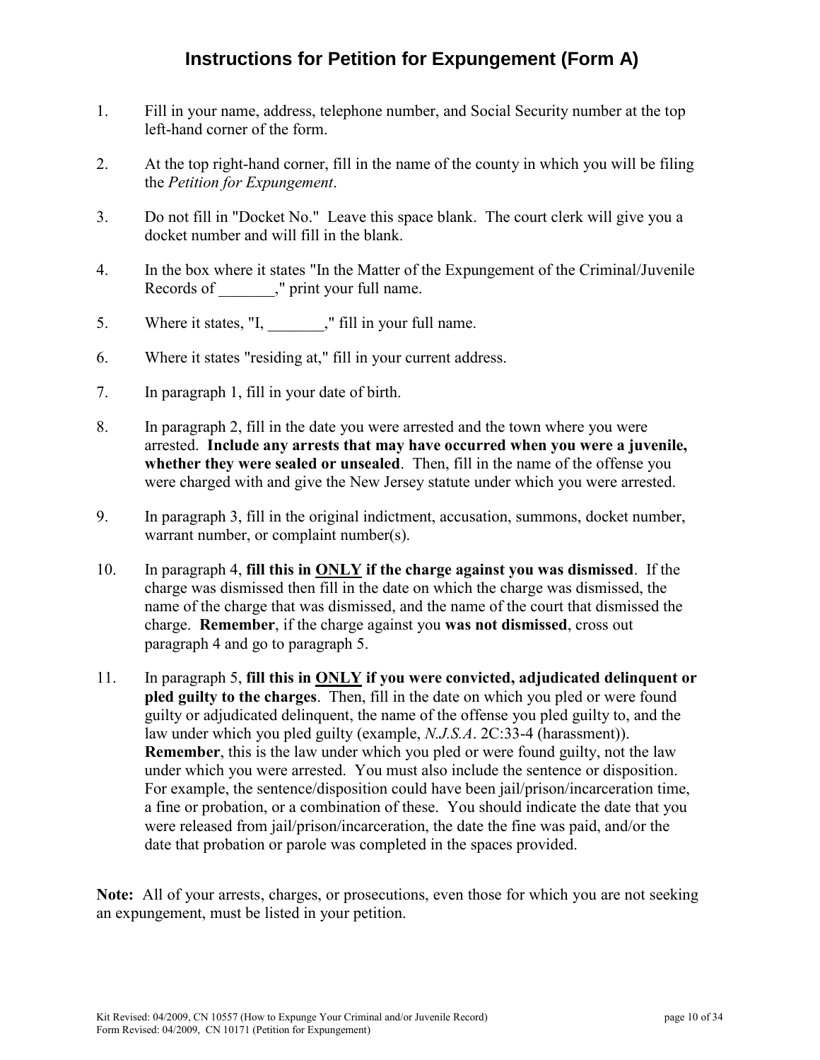# Instructions for Petition for Expungement (Form A)

1. Fill in your name, address, telephone number, and Social Security number at the top left-hand corner of the form.

2. At the top right-hand corner, fill in the name of the county in which you will be filing the *Petition for Expungement*.

3. Do not fill in "Docket No." Leave this space blank. The court clerk will give you a docket number and will fill in the blank.

4. In the box where it states "In the Matter of the Expungement of the Criminal/Juvenile Records of _______," print your full name.

5. Where it states, "I, _______," fill in your full name.

6. Where it states "residing at," fill in your current address.

7. In paragraph 1, fill in your date of birth.

8. In paragraph 2, fill in the date you were arrested and the town where you were arrested. **Include any arrests that may have occurred when you were a juvenile, whether they were sealed or unsealed**. Then, fill in the name of the offense you were charged with and give the New Jersey statute under which you were arrested.

9. In paragraph 3, fill in the original indictment, accusation, summons, docket number, warrant number, or complaint number(s).

10. In paragraph 4, **fill this in <u>ONLY</u> if the charge against you was dismissed**. If the charge was dismissed then fill in the date on which the charge was dismissed, the name of the charge that was dismissed, and the name of the court that dismissed the charge. **Remember**, if the charge against you **was not dismissed**, cross out paragraph 4 and go to paragraph 5.

11. In paragraph 5, **fill this in <u>ONLY</u> if you were convicted, adjudicated delinquent or pled guilty to the charges**. Then, fill in the date on which you pled or were found guilty or adjudicated delinquent, the name of the offense you pled guilty to, and the law under which you pled guilty (example, *N.J.S.A*. 2C:33-4 (harassment)). **Remember**, this is the law under which you pled or were found guilty, not the law under which you were arrested. You must also include the sentence or disposition. For example, the sentence/disposition could have been jail/prison/incarceration time, a fine or probation, or a combination of these. You should indicate the date that you were released from jail/prison/incarceration, the date the fine was paid, and/or the date that probation or parole was completed in the spaces provided.

**Note:** All of your arrests, charges, or prosecutions, even those for which you are not seeking an expungement, must be listed in your petition.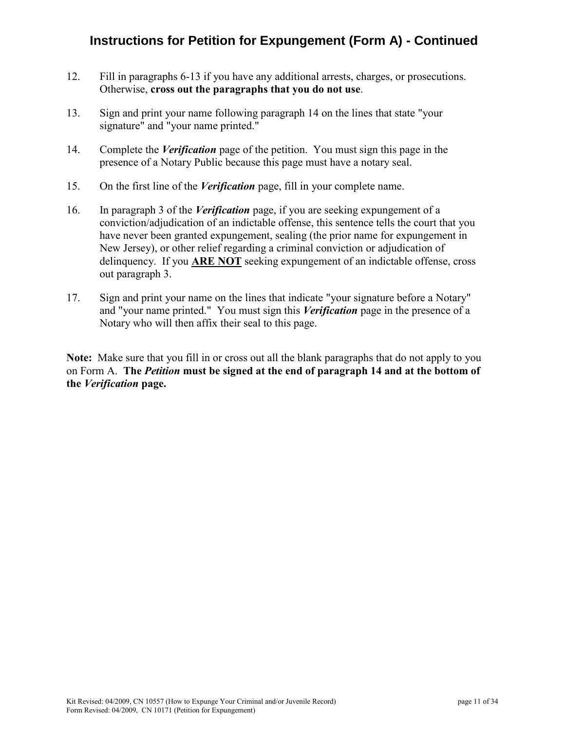# Instructions for Petition for Expungement (Form A) - Continued

12. Fill in paragraphs 6-13 if you have any additional arrests, charges, or prosecutions. Otherwise, **cross out the paragraphs that you do not use**.

13. Sign and print your name following paragraph 14 on the lines that state "your signature" and "your name printed."

14. Complete the ***Verification*** page of the petition. You must sign this page in the presence of a Notary Public because this page must have a notary seal.

15. On the first line of the ***Verification*** page, fill in your complete name.

16. In paragraph 3 of the ***Verification*** page, if you are seeking expungement of a conviction/adjudication of an indictable offense, this sentence tells the court that you have never been granted expungement, sealing (the prior name for expungement in New Jersey), or other relief regarding a criminal conviction or adjudication of delinquency. If you **ARE NOT** seeking expungement of an indictable offense, cross out paragraph 3.

17. Sign and print your name on the lines that indicate "your signature before a Notary" and "your name printed." You must sign this ***Verification*** page in the presence of a Notary who will then affix their seal to this page.

**Note:** Make sure that you fill in or cross out all the blank paragraphs that do not apply to you on Form A. **The *Petition* must be signed at the end of paragraph 14 and at the bottom of the *Verification* page.**

Kit Revised: 04/2009, CN 10557 (How to Expunge Your Criminal and/or Juvenile Record)
Form Revised: 04/2009, CN 10171 (Petition for Expungement)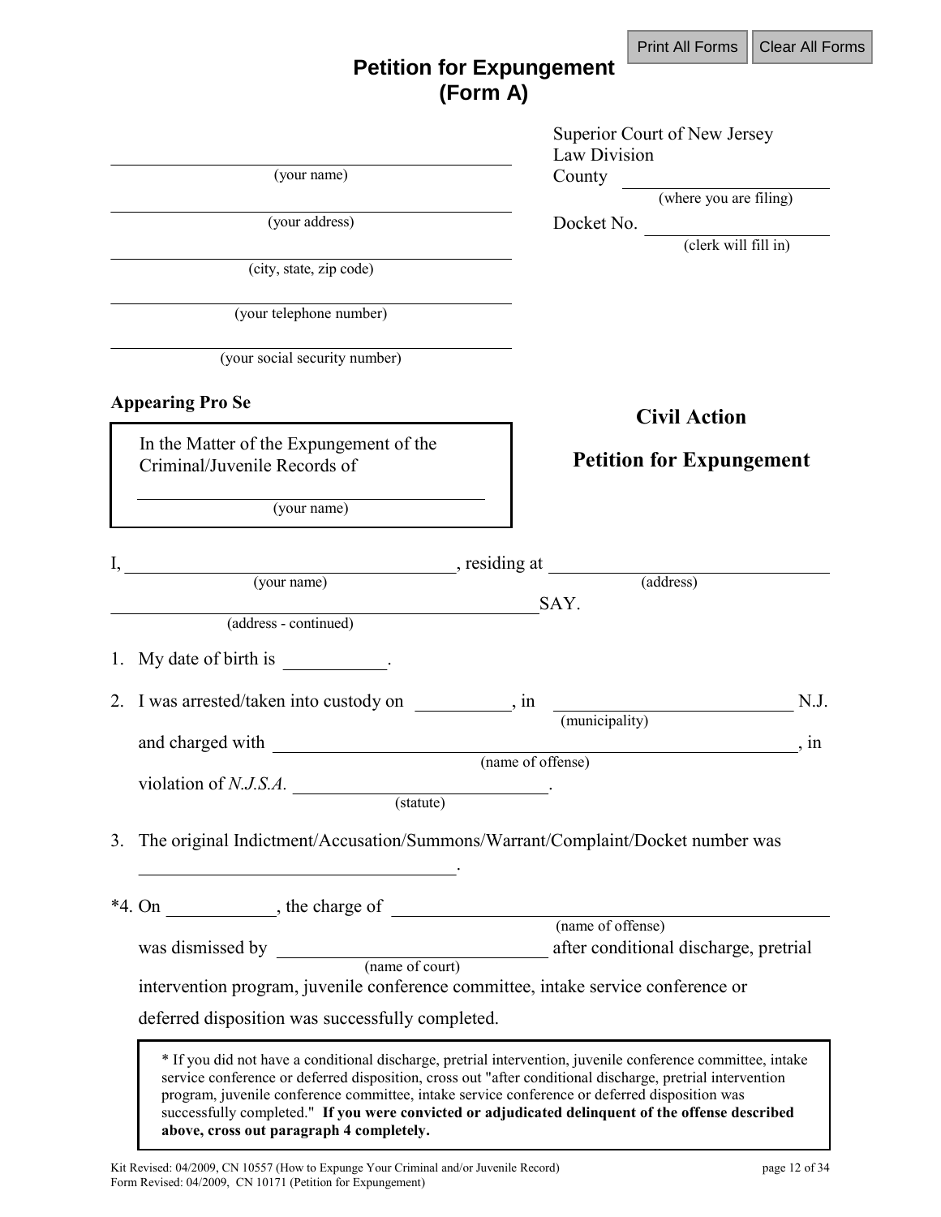# Petition for Expungement (Form A)

______________________________
(your name)

______________________________
(your address)

______________________________
(city, state, zip code)

______________________________
(your telephone number)

______________________________
(your social security number)

Superior Court of New Jersey
Law Division
County ______________________
(where you are filing)

Docket No. ______________________
(clerk will fill in)

**Appearing Pro Se**

In the Matter of the Expungement of the Criminal/Juvenile Records of

______________________________
(your name)

**Civil Action**

**Petition for Expungement**

I, ______________________________ (your name), residing at ______________________________ (address)

______________________________ (address - continued) SAY.

1. My date of birth is ___________.

2. I was arrested/taken into custody on __________, in ______________________ (municipality) N.J. and charged with ______________________________ (name of offense), in violation of *N.J.S.A.* ______________________ (statute).

3. The original Indictment/Accusation/Summons/Warrant/Complaint/Docket number was ______________________________.

*4. On ___________, the charge of ______________________________ (name of offense) was dismissed by ______________________ (name of court) after conditional discharge, pretrial intervention program, juvenile conference committee, intake service conference or deferred disposition was successfully completed.

> * If you did not have a conditional discharge, pretrial intervention, juvenile conference committee, intake service conference or deferred disposition, cross out "after conditional discharge, pretrial intervention program, juvenile conference committee, intake service conference or deferred disposition was successfully completed." **If you were convicted or adjudicated delinquent of the offense described above, cross out paragraph 4 completely.**

Kit Revised: 04/2009, CN 10557 (How to Expunge Your Criminal and/or Juvenile Record)
Form Revised: 04/2009, CN 10171 (Petition for Expungement)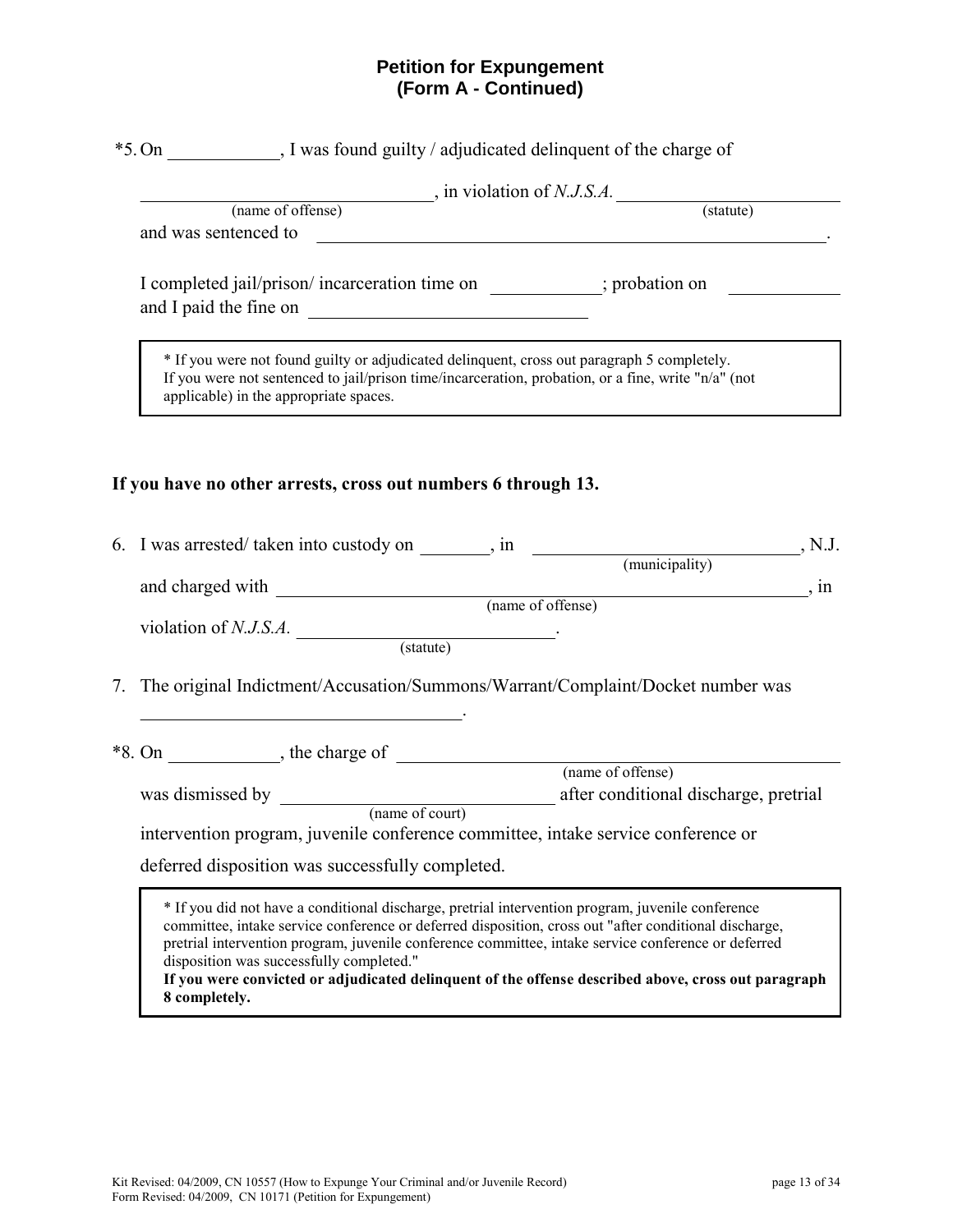## Petition for Expungement
## (Form A - Continued)

*5. On ____________, I was found guilty / adjudicated delinquent of the charge of

______________________________, in violation of *N.J.S.A.* ________________________
(name of offense) (statute)

and was sentenced to ________________________________________________________.

I completed jail/prison/ incarceration time on ____________; probation on ____________
and I paid the fine on ______________________________

> * If you were not found guilty or adjudicated delinquent, cross out paragraph 5 completely.
> If you were not sentenced to jail/prison time/incarceration, probation, or a fine, write "n/a" (not applicable) in the appropriate spaces.

**If you have no other arrests, cross out numbers 6 through 13.**

6. I was arrested/ taken into custody on ________, in ______________________________, N.J.
(municipality)

   and charged with ______________________________________________________, in
(name of offense)

   violation of *N.J.S.A.* ____________________________.
(statute)

7. The original Indictment/Accusation/Summons/Warrant/Complaint/Docket number was

   ___________________________________.

*8. On ____________, the charge of ____________________________________________
(name of offense)

   was dismissed by ______________________________ after conditional discharge, pretrial
(name of court)

   intervention program, juvenile conference committee, intake service conference or

   deferred disposition was successfully completed.

> * If you did not have a conditional discharge, pretrial intervention program, juvenile conference committee, intake service conference or deferred disposition, cross out "after conditional discharge, pretrial intervention program, juvenile conference committee, intake service conference or deferred disposition was successfully completed."
> **If you were convicted or adjudicated delinquent of the offense described above, cross out paragraph 8 completely.**

Kit Revised: 04/2009, CN 10557 (How to Expunge Your Criminal and/or Juvenile Record)
Form Revised: 04/2009, CN 10171 (Petition for Expungement)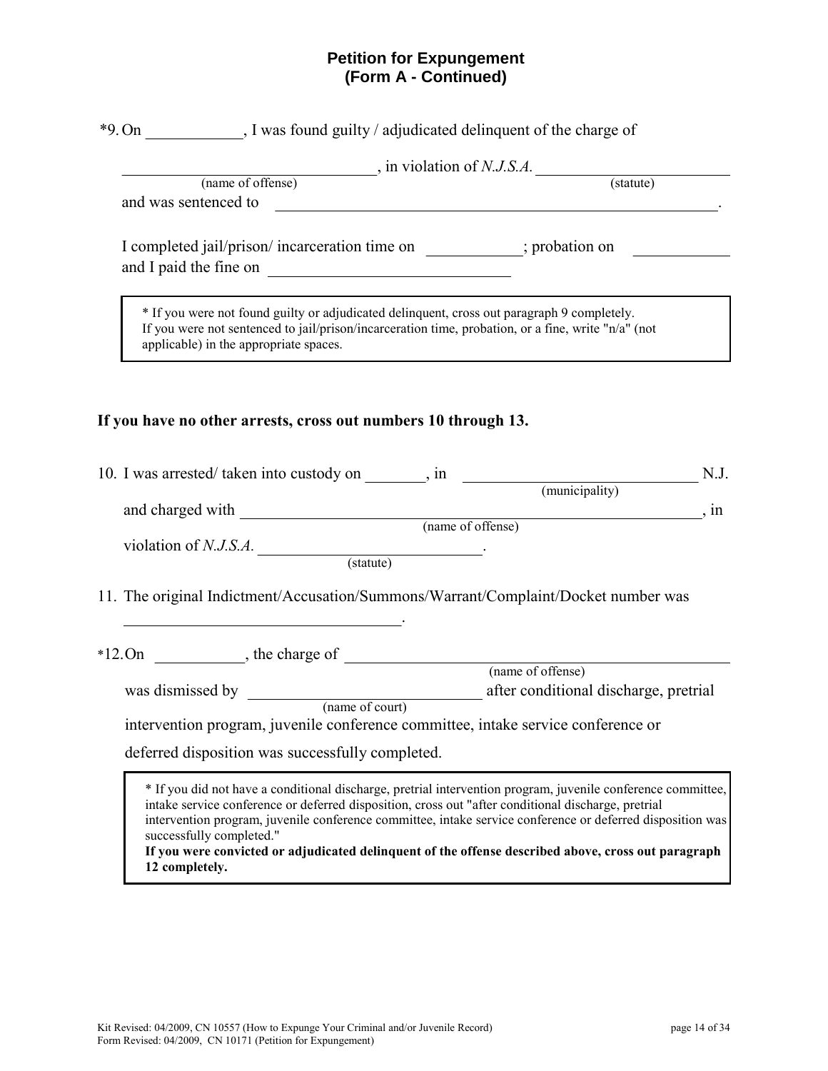## Petition for Expungement
## (Form A - Continued)

*9. On ____________, I was found guilty / adjudicated delinquent of the charge of

________________________________, in violation of *N.J.S.A.* ________________________
(name of offense) (statute)

and was sentenced to ____________________________________________________________.

I completed jail/prison/ incarceration time on ____________; probation on ____________
and I paid the fine on ______________________________

> * If you were not found guilty or adjudicated delinquent, cross out paragraph 9 completely.
> If you were not sentenced to jail/prison/incarceration time, probation, or a fine, write "n/a" (not applicable) in the appropriate spaces.

**If you have no other arrests, cross out numbers 10 through 13.**

10. I was arrested/ taken into custody on ________, in ______________________________ N.J.
(municipality)

and charged with ______________________________________________________________, in
(name of offense)

violation of *N.J.S.A.* ______________________________.
(statute)

11. The original Indictment/Accusation/Summons/Warrant/Complaint/Docket number was

____________________________________.

*12. On ___________, the charge of ____________________________________________
(name of offense)

was dismissed by ______________________________ after conditional discharge, pretrial
(name of court)

intervention program, juvenile conference committee, intake service conference or deferred disposition was successfully completed.

> * If you did not have a conditional discharge, pretrial intervention program, juvenile conference committee, intake service conference or deferred disposition, cross out "after conditional discharge, pretrial intervention program, juvenile conference committee, intake service conference or deferred disposition was successfully completed."
> **If you were convicted or adjudicated delinquent of the offense described above, cross out paragraph 12 completely.**

Kit Revised: 04/2009, CN 10557 (How to Expunge Your Criminal and/or Juvenile Record)
Form Revised: 04/2009, CN 10171 (Petition for Expungement)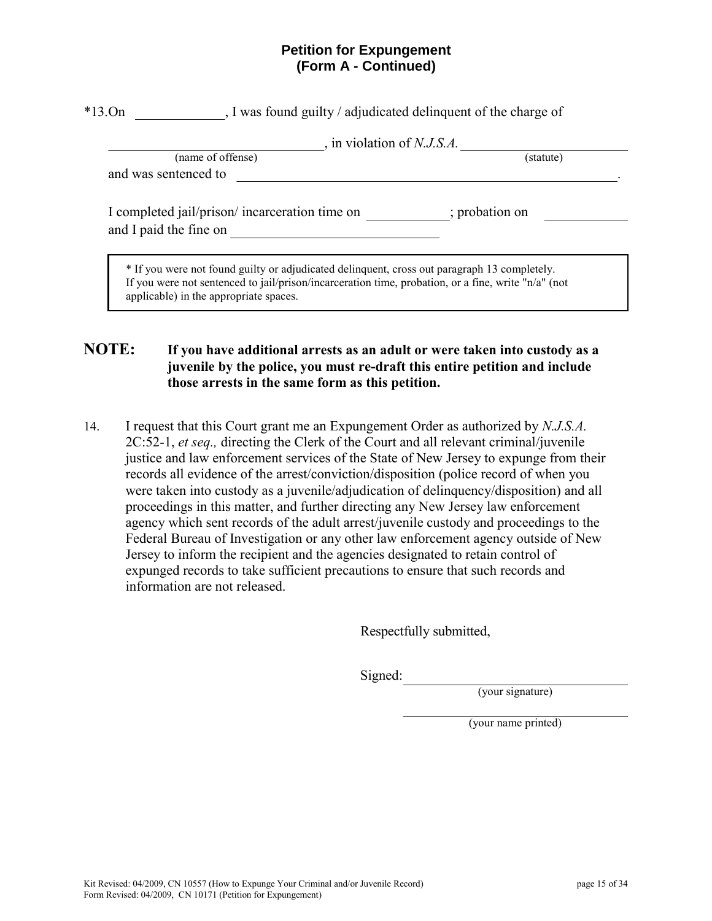## Petition for Expungement
## (Form A - Continued)

*13.On \_\_\_\_\_\_\_\_\_\_\_\_, I was found guilty / adjudicated delinquent of the charge of

\_\_\_\_\_\_\_\_\_\_\_\_\_\_\_\_\_\_\_\_\_\_\_\_\_\_\_\_, in violation of *N.J.S.A.* \_\_\_\_\_\_\_\_\_\_\_\_\_\_\_\_\_\_\_\_\_\_
(name of offense) (statute)

and was sentenced to \_\_\_\_\_\_\_\_\_\_\_\_\_\_\_\_\_\_\_\_\_\_\_\_\_\_\_\_\_\_\_\_\_\_\_\_\_\_\_\_\_\_\_\_\_\_\_\_\_\_\_\_\_\_.

I completed jail/prison/ incarceration time on \_\_\_\_\_\_\_\_\_\_\_\_; probation on \_\_\_\_\_\_\_\_\_\_\_\_
and I paid the fine on \_\_\_\_\_\_\_\_\_\_\_\_\_\_\_\_\_\_\_\_\_\_\_\_\_\_\_\_\_\_

> * If you were not found guilty or adjudicated delinquent, cross out paragraph 13 completely. If you were not sentenced to jail/prison/incarceration time, probation, or a fine, write "n/a" (not applicable) in the appropriate spaces.

**NOTE: If you have additional arrests as an adult or were taken into custody as a juvenile by the police, you must re-draft this entire petition and include those arrests in the same form as this petition.**

14. I request that this Court grant me an Expungement Order as authorized by *N.J.S.A.* 2C:52-1, *et seq.,* directing the Clerk of the Court and all relevant criminal/juvenile justice and law enforcement services of the State of New Jersey to expunge from their records all evidence of the arrest/conviction/disposition (police record of when you were taken into custody as a juvenile/adjudication of delinquency/disposition) and all proceedings in this matter, and further directing any New Jersey law enforcement agency which sent records of the adult arrest/juvenile custody and proceedings to the Federal Bureau of Investigation or any other law enforcement agency outside of New Jersey to inform the recipient and the agencies designated to retain control of expunged records to take sufficient precautions to ensure that such records and information are not released.

Respectfully submitted,

Signed: \_\_\_\_\_\_\_\_\_\_\_\_\_\_\_\_\_\_\_\_\_\_\_\_\_\_\_\_
(your signature)

\_\_\_\_\_\_\_\_\_\_\_\_\_\_\_\_\_\_\_\_\_\_\_\_\_\_\_\_
(your name printed)

Kit Revised: 04/2009, CN 10557 (How to Expunge Your Criminal and/or Juvenile Record)
Form Revised: 04/2009, CN 10171 (Petition for Expungement)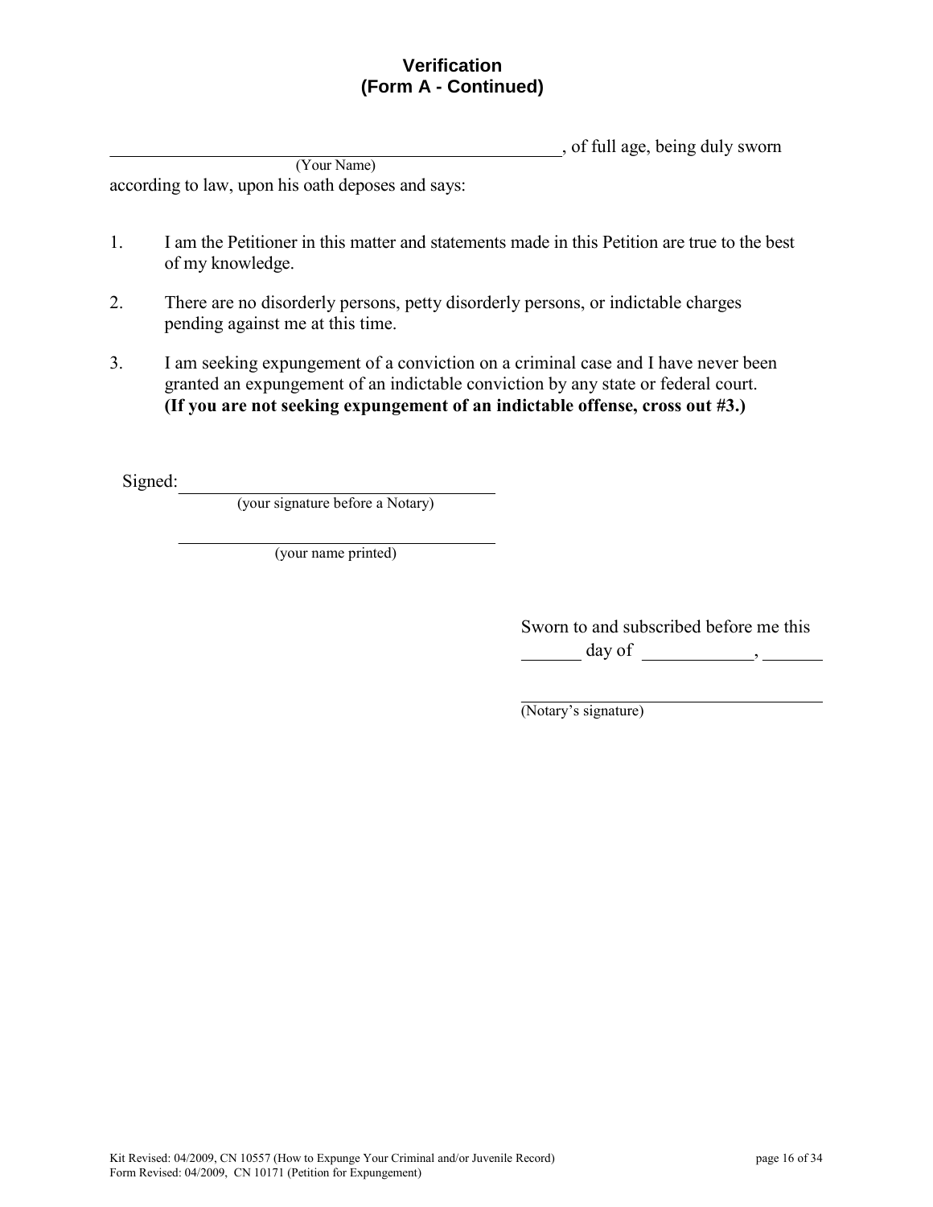## Verification
## (Form A - Continued)

_______________________________________________, of full age, being duly sworn
(Your Name)
according to law, upon his oath deposes and says:

1. I am the Petitioner in this matter and statements made in this Petition are true to the best of my knowledge.

2. There are no disorderly persons, petty disorderly persons, or indictable charges pending against me at this time.

3. I am seeking expungement of a conviction on a criminal case and I have never been granted an expungement of an indictable conviction by any state or federal court. **(If you are not seeking expungement of an indictable offense, cross out #3.)**

Signed: ___________________________________
(your signature before a Notary)

___________________________________
(your name printed)

Sworn to and subscribed before me this
_______ day of ____________, _______

___________________________________
(Notary's signature)

Kit Revised: 04/2009, CN 10557 (How to Expunge Your Criminal and/or Juvenile Record)
Form Revised: 04/2009, CN 10171 (Petition for Expungement)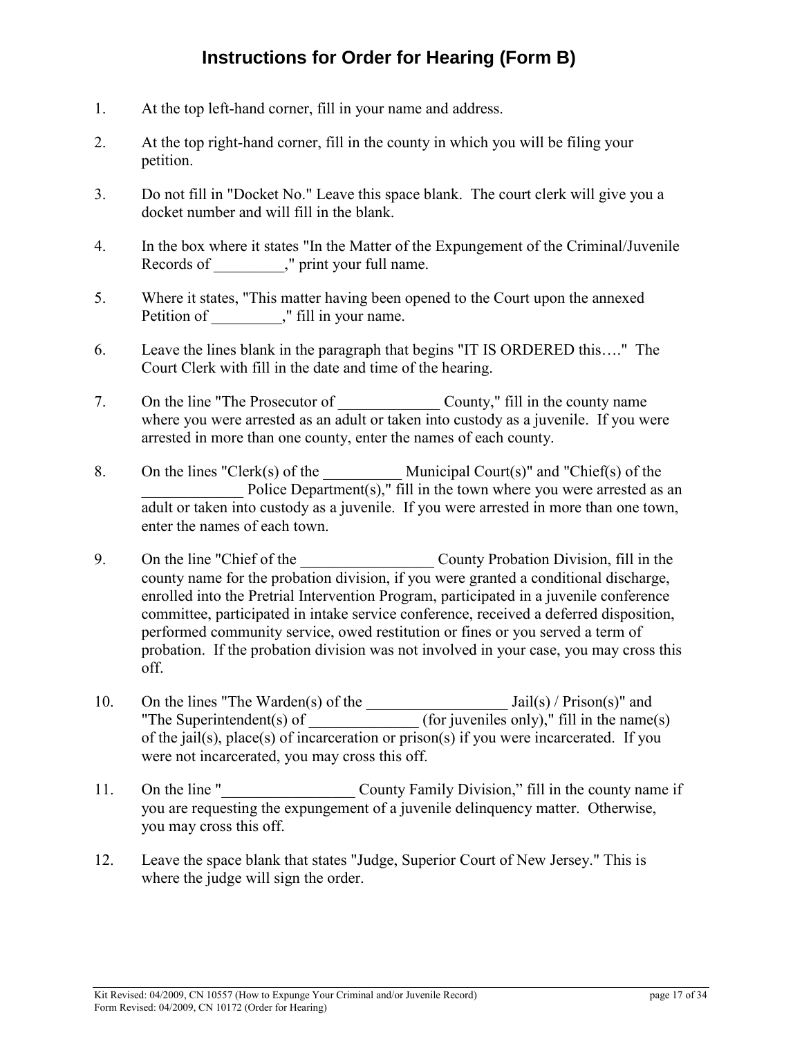# Instructions for Order for Hearing (Form B)

1. At the top left-hand corner, fill in your name and address.

2. At the top right-hand corner, fill in the county in which you will be filing your petition.

3. Do not fill in "Docket No." Leave this space blank. The court clerk will give you a docket number and will fill in the blank.

4. In the box where it states "In the Matter of the Expungement of the Criminal/Juvenile Records of _________," print your full name.

5. Where it states, "This matter having been opened to the Court upon the annexed Petition of _________," fill in your name.

6. Leave the lines blank in the paragraph that begins "IT IS ORDERED this…." The Court Clerk with fill in the date and time of the hearing.

7. On the line "The Prosecutor of _____________ County," fill in the county name where you were arrested as an adult or taken into custody as a juvenile. If you were arrested in more than one county, enter the names of each county.

8. On the lines "Clerk(s) of the __________ Municipal Court(s)" and "Chief(s) of the _____________ Police Department(s)," fill in the town where you were arrested as an adult or taken into custody as a juvenile. If you were arrested in more than one town, enter the names of each town.

9. On the line "Chief of the _________________ County Probation Division, fill in the county name for the probation division, if you were granted a conditional discharge, enrolled into the Pretrial Intervention Program, participated in a juvenile conference committee, participated in intake service conference, received a deferred disposition, performed community service, owed restitution or fines or you served a term of probation. If the probation division was not involved in your case, you may cross this off.

10. On the lines "The Warden(s) of the __________________ Jail(s) / Prison(s)" and "The Superintendent(s) of ______________ (for juveniles only)," fill in the name(s) of the jail(s), place(s) of incarceration or prison(s) if you were incarcerated. If you were not incarcerated, you may cross this off.

11. On the line "_________________ County Family Division," fill in the county name if you are requesting the expungement of a juvenile delinquency matter. Otherwise, you may cross this off.

12. Leave the space blank that states "Judge, Superior Court of New Jersey." This is where the judge will sign the order.

Kit Revised: 04/2009, CN 10557 (How to Expunge Your Criminal and/or Juvenile Record)
Form Revised: 04/2009, CN 10172 (Order for Hearing)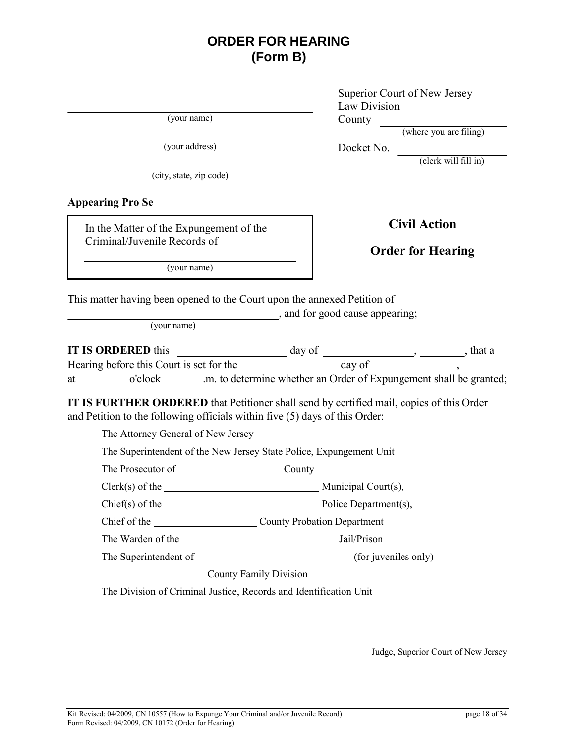# ORDER FOR HEARING
## (Form B)

\_\_\_\_\_\_\_\_\_\_\_\_\_\_\_\_\_\_\_\_\_\_\_\_\_\_\_\_\_\_\_\_\_\_\_\_
(your name)

\_\_\_\_\_\_\_\_\_\_\_\_\_\_\_\_\_\_\_\_\_\_\_\_\_\_\_\_\_\_\_\_\_\_\_\_
(your address)

\_\_\_\_\_\_\_\_\_\_\_\_\_\_\_\_\_\_\_\_\_\_\_\_\_\_\_\_\_\_\_\_\_\_\_\_
(city, state, zip code)

**Appearing Pro Se**

Superior Court of New Jersey
Law Division
County \_\_\_\_\_\_\_\_\_\_\_\_\_\_\_\_\_\_\_\_
(where you are filing)

Docket No. \_\_\_\_\_\_\_\_\_\_\_\_\_\_\_\_\_\_\_\_
(clerk will fill in)

In the Matter of the Expungement of the Criminal/Juvenile Records of

\_\_\_\_\_\_\_\_\_\_\_\_\_\_\_\_\_\_\_\_\_\_\_\_\_\_\_\_\_\_\_\_\_\_\_\_
(your name)

**Civil Action**

**Order for Hearing**

This matter having been opened to the Court upon the annexed Petition of \_\_\_\_\_\_\_\_\_\_\_\_\_\_\_\_\_\_\_\_\_\_\_\_\_\_\_\_\_\_\_\_\_\_\_\_ (your name), and for good cause appearing;

**IT IS ORDERED** this \_\_\_\_\_\_\_\_\_\_\_\_\_\_\_\_ day of \_\_\_\_\_\_\_\_\_\_\_\_\_\_\_\_, \_\_\_\_\_\_\_\_, that a Hearing before this Court is set for the \_\_\_\_\_\_\_\_\_\_\_\_\_\_\_\_ day of \_\_\_\_\_\_\_\_\_\_\_\_\_\_\_\_, \_\_\_\_\_\_\_\_ at \_\_\_\_\_\_\_\_ o'clock \_\_\_\_\_\_.m. to determine whether an Order of Expungement shall be granted;

**IT IS FURTHER ORDERED** that Petitioner shall send by certified mail, copies of this Order and Petition to the following officials within five (5) days of this Order:

The Attorney General of New Jersey

The Superintendent of the New Jersey State Police, Expungement Unit

The Prosecutor of \_\_\_\_\_\_\_\_\_\_\_\_\_\_\_\_\_\_\_\_ County

Clerk(s) of the \_\_\_\_\_\_\_\_\_\_\_\_\_\_\_\_\_\_\_\_\_\_\_\_\_\_\_\_\_\_ Municipal Court(s),

Chief(s) of the \_\_\_\_\_\_\_\_\_\_\_\_\_\_\_\_\_\_\_\_\_\_\_\_\_\_\_\_\_\_ Police Department(s),

Chief of the \_\_\_\_\_\_\_\_\_\_\_\_\_\_\_\_\_\_\_\_ County Probation Department

The Warden of the \_\_\_\_\_\_\_\_\_\_\_\_\_\_\_\_\_\_\_\_\_\_\_\_\_\_\_\_\_\_ Jail/Prison

The Superintendent of \_\_\_\_\_\_\_\_\_\_\_\_\_\_\_\_\_\_\_\_\_\_\_\_\_\_\_\_\_\_ (for juveniles only)

\_\_\_\_\_\_\_\_\_\_\_\_\_\_\_\_\_\_\_\_ County Family Division

The Division of Criminal Justice, Records and Identification Unit

\_\_\_\_\_\_\_\_\_\_\_\_\_\_\_\_\_\_\_\_\_\_\_\_\_\_\_\_\_\_\_\_\_\_\_\_
Judge, Superior Court of New Jersey

Kit Revised: 04/2009, CN 10557 (How to Expunge Your Criminal and/or Juvenile Record)
Form Revised: 04/2009, CN 10172 (Order for Hearing)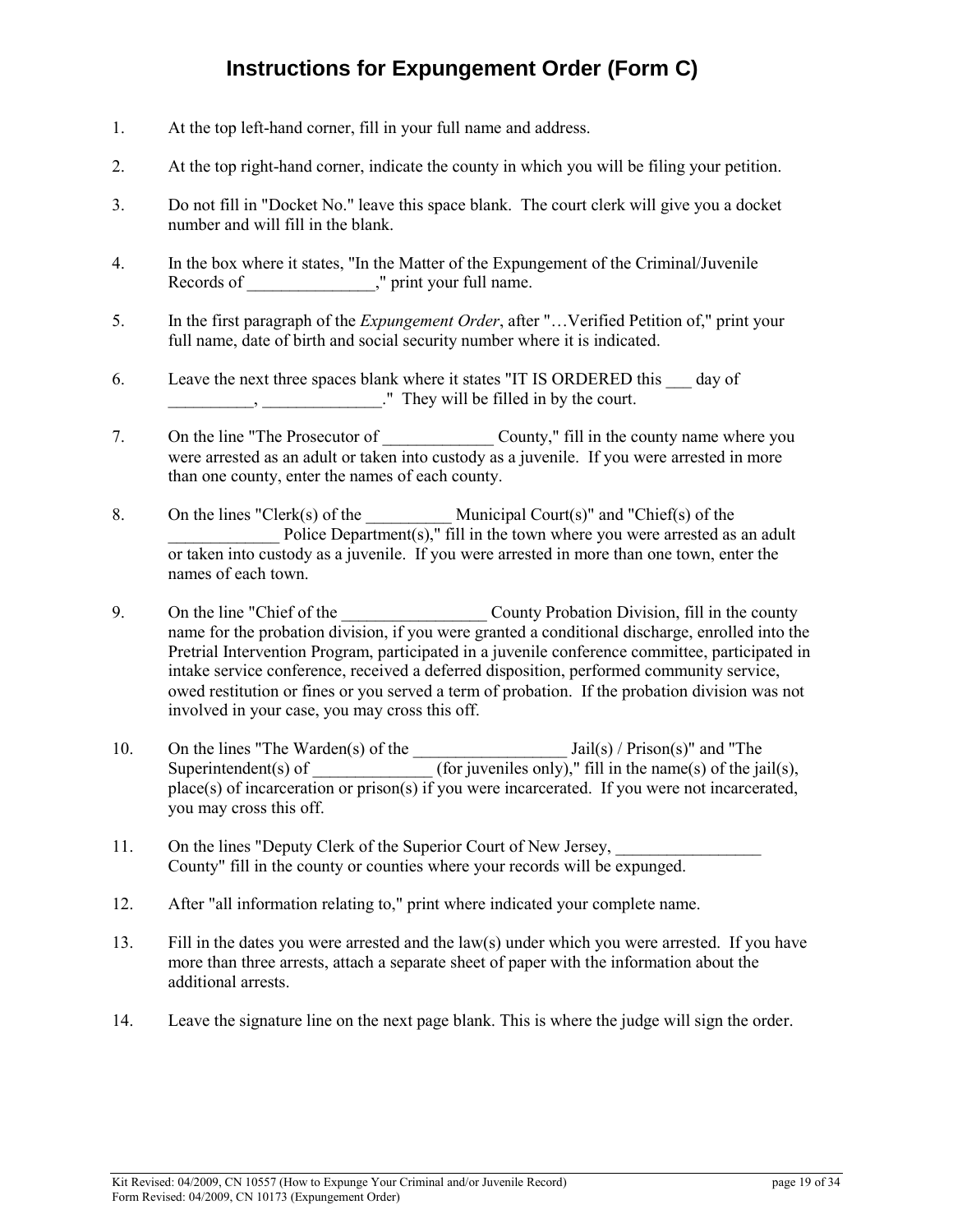# Instructions for Expungement Order (Form C)

1. At the top left-hand corner, fill in your full name and address.

2. At the top right-hand corner, indicate the county in which you will be filing your petition.

3. Do not fill in "Docket No." leave this space blank. The court clerk will give you a docket number and will fill in the blank.

4. In the box where it states, "In the Matter of the Expungement of the Criminal/Juvenile Records of _______________," print your full name.

5. In the first paragraph of the *Expungement Order*, after "…Verified Petition of," print your full name, date of birth and social security number where it is indicated.

6. Leave the next three spaces blank where it states "IT IS ORDERED this ___ day of __________, ______________." They will be filled in by the court.

7. On the line "The Prosecutor of _____________ County," fill in the county name where you were arrested as an adult or taken into custody as a juvenile. If you were arrested in more than one county, enter the names of each county.

8. On the lines "Clerk(s) of the __________ Municipal Court(s)" and "Chief(s) of the _____________ Police Department(s)," fill in the town where you were arrested as an adult or taken into custody as a juvenile. If you were arrested in more than one town, enter the names of each town.

9. On the line "Chief of the _________________ County Probation Division, fill in the county name for the probation division, if you were granted a conditional discharge, enrolled into the Pretrial Intervention Program, participated in a juvenile conference committee, participated in intake service conference, received a deferred disposition, performed community service, owed restitution or fines or you served a term of probation. If the probation division was not involved in your case, you may cross this off.

10. On the lines "The Warden(s) of the __________________ Jail(s) / Prison(s)" and "The Superintendent(s) of ______________ (for juveniles only)," fill in the name(s) of the jail(s), place(s) of incarceration or prison(s) if you were incarcerated. If you were not incarcerated, you may cross this off.

11. On the lines "Deputy Clerk of the Superior Court of New Jersey, _________________ County" fill in the county or counties where your records will be expunged.

12. After "all information relating to," print where indicated your complete name.

13. Fill in the dates you were arrested and the law(s) under which you were arrested. If you have more than three arrests, attach a separate sheet of paper with the information about the additional arrests.

14. Leave the signature line on the next page blank. This is where the judge will sign the order.

Kit Revised: 04/2009, CN 10557 (How to Expunge Your Criminal and/or Juvenile Record)
Form Revised: 04/2009, CN 10173 (Expungement Order)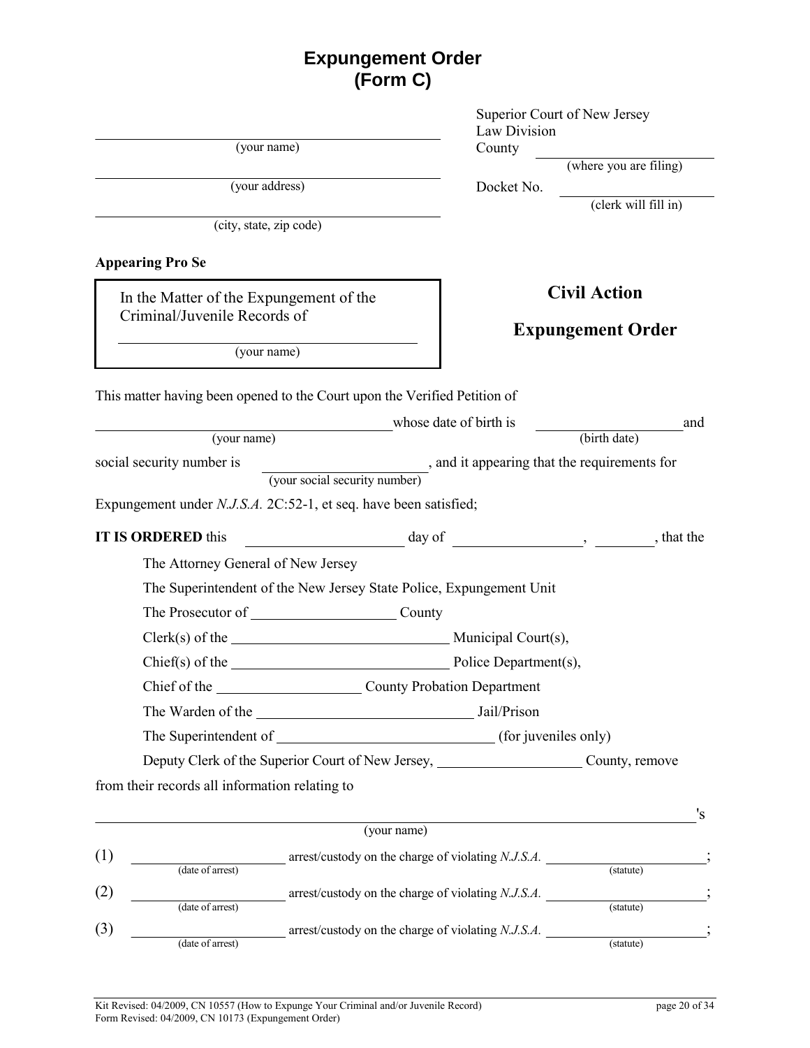# Expungement Order
# (Form C)

______________________________
(your name)

______________________________
(your address)

______________________________
(city, state, zip code)

Superior Court of New Jersey
Law Division
County ______________________
(where you are filing)

Docket No. ______________________
(clerk will fill in)

**Appearing Pro Se**

In the Matter of the Expungement of the Criminal/Juvenile Records of

______________________________
(your name)

**Civil Action**

**Expungement Order**

This matter having been opened to the Court upon the Verified Petition of

______________________________ whose date of birth is ______________________ and
(your name) (birth date)

social security number is ______________________, and it appearing that the requirements for
(your social security number)

Expungement under *N.J.S.A.* 2C:52-1, et seq. have been satisfied;

**IT IS ORDERED** this ______________________ day of ______________________, __________, that the

The Attorney General of New Jersey

The Superintendent of the New Jersey State Police, Expungement Unit

The Prosecutor of ______________________ County

Clerk(s) of the ______________________ Municipal Court(s),

Chief(s) of the ______________________ Police Department(s),

Chief of the ______________________ County Probation Department

The Warden of the ______________________ Jail/Prison

The Superintendent of ______________________ (for juveniles only)

Deputy Clerk of the Superior Court of New Jersey, ______________________ County, remove

from their records all information relating to

______________________________________________________________________'s
(your name)

(1) ______________________ arrest/custody on the charge of violating *N.J.S.A.* ______________________;
(date of arrest) (statute)

(2) ______________________ arrest/custody on the charge of violating *N.J.S.A.* ______________________;
(date of arrest) (statute)

(3) ______________________ arrest/custody on the charge of violating *N.J.S.A.* ______________________;
(date of arrest) (statute)

Kit Revised: 04/2009, CN 10557 (How to Expunge Your Criminal and/or Juvenile Record)
Form Revised: 04/2009, CN 10173 (Expungement Order)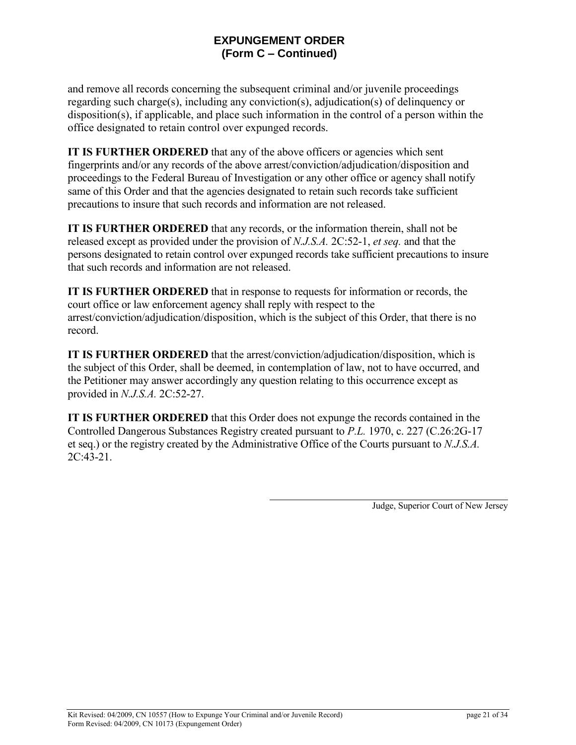## EXPUNGEMENT ORDER
## (Form C – Continued)

and remove all records concerning the subsequent criminal and/or juvenile proceedings regarding such charge(s), including any conviction(s), adjudication(s) of delinquency or disposition(s), if applicable, and place such information in the control of a person within the office designated to retain control over expunged records.

**IT IS FURTHER ORDERED** that any of the above officers or agencies which sent fingerprints and/or any records of the above arrest/conviction/adjudication/disposition and proceedings to the Federal Bureau of Investigation or any other office or agency shall notify same of this Order and that the agencies designated to retain such records take sufficient precautions to insure that such records and information are not released.

**IT IS FURTHER ORDERED** that any records, or the information therein, shall not be released except as provided under the provision of *N.J.S.A.* 2C:52-1, *et seq.* and that the persons designated to retain control over expunged records take sufficient precautions to insure that such records and information are not released.

**IT IS FURTHER ORDERED** that in response to requests for information or records, the court office or law enforcement agency shall reply with respect to the arrest/conviction/adjudication/disposition, which is the subject of this Order, that there is no record.

**IT IS FURTHER ORDERED** that the arrest/conviction/adjudication/disposition, which is the subject of this Order, shall be deemed, in contemplation of law, not to have occurred, and the Petitioner may answer accordingly any question relating to this occurrence except as provided in *N.J.S.A.* 2C:52-27.

**IT IS FURTHER ORDERED** that this Order does not expunge the records contained in the Controlled Dangerous Substances Registry created pursuant to *P.L.* 1970, c. 227 (C.26:2G-17 et seq.) or the registry created by the Administrative Office of the Courts pursuant to *N.J.S.A.* 2C:43-21.

\_\_\_\_\_\_\_\_\_\_\_\_\_\_\_\_\_\_\_\_\_\_\_\_\_\_\_\_\_\_\_\_\_\_\_\_\_\_\_\_
Judge, Superior Court of New Jersey

Kit Revised: 04/2009, CN 10557 (How to Expunge Your Criminal and/or Juvenile Record)
Form Revised: 04/2009, CN 10173 (Expungement Order)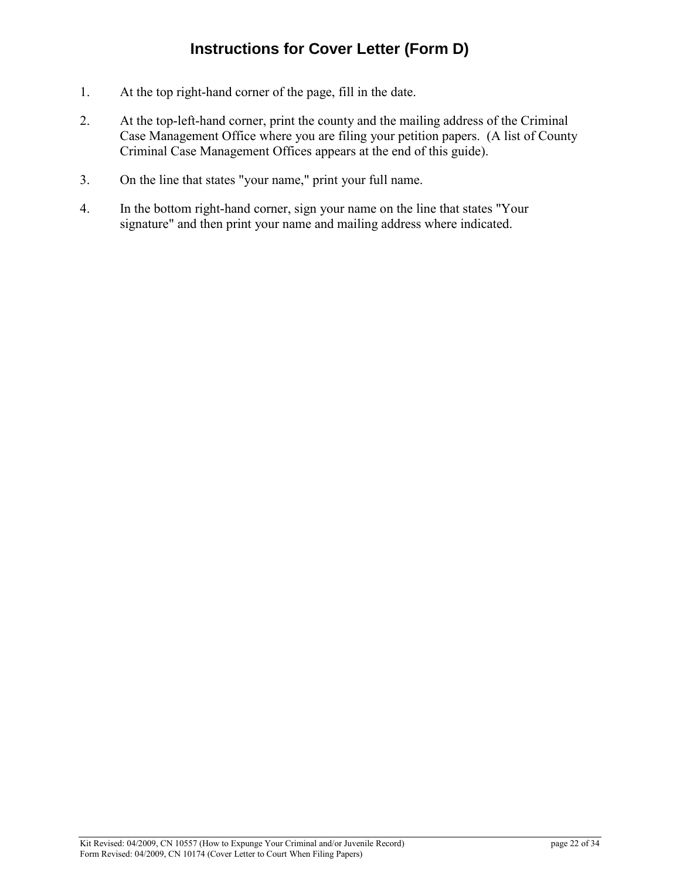# Instructions for Cover Letter (Form D)

1. At the top right-hand corner of the page, fill in the date.

2. At the top-left-hand corner, print the county and the mailing address of the Criminal Case Management Office where you are filing your petition papers. (A list of County Criminal Case Management Offices appears at the end of this guide).

3. On the line that states "your name," print your full name.

4. In the bottom right-hand corner, sign your name on the line that states "Your signature" and then print your name and mailing address where indicated.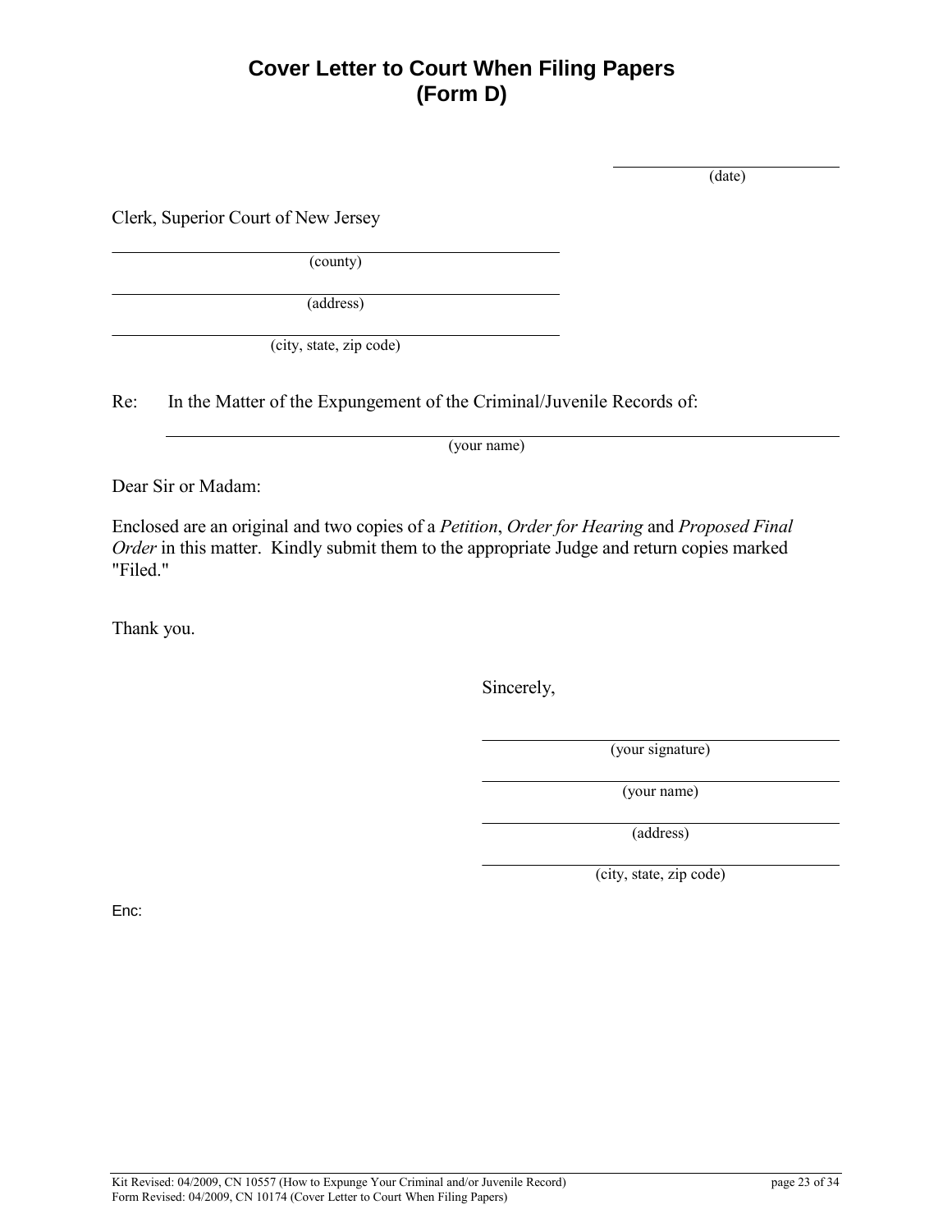# Cover Letter to Court When Filing Papers (Form D)

\_\_\_\_\_\_\_\_\_\_\_\_\_\_\_\_\_\_\_\_\_\_\_\_
(date)

Clerk, Superior Court of New Jersey

\_\_\_\_\_\_\_\_\_\_\_\_\_\_\_\_\_\_\_\_\_\_\_\_\_\_\_\_\_\_\_\_\_\_\_\_\_\_\_\_
(county)

\_\_\_\_\_\_\_\_\_\_\_\_\_\_\_\_\_\_\_\_\_\_\_\_\_\_\_\_\_\_\_\_\_\_\_\_\_\_\_\_
(address)

\_\_\_\_\_\_\_\_\_\_\_\_\_\_\_\_\_\_\_\_\_\_\_\_\_\_\_\_\_\_\_\_\_\_\_\_\_\_\_\_
(city, state, zip code)

Re: In the Matter of the Expungement of the Criminal/Juvenile Records of:

\_\_\_\_\_\_\_\_\_\_\_\_\_\_\_\_\_\_\_\_\_\_\_\_\_\_\_\_\_\_\_\_\_\_\_\_\_\_\_\_\_\_\_\_\_\_\_\_\_\_\_\_\_\_\_\_\_\_
(your name)

Dear Sir or Madam:

Enclosed are an original and two copies of a *Petition*, *Order for Hearing* and *Proposed Final Order* in this matter. Kindly submit them to the appropriate Judge and return copies marked "Filed."

Thank you.

Sincerely,

\_\_\_\_\_\_\_\_\_\_\_\_\_\_\_\_\_\_\_\_\_\_\_\_\_\_\_\_\_\_\_\_
(your signature)

\_\_\_\_\_\_\_\_\_\_\_\_\_\_\_\_\_\_\_\_\_\_\_\_\_\_\_\_\_\_\_\_
(your name)

\_\_\_\_\_\_\_\_\_\_\_\_\_\_\_\_\_\_\_\_\_\_\_\_\_\_\_\_\_\_\_\_
(address)

\_\_\_\_\_\_\_\_\_\_\_\_\_\_\_\_\_\_\_\_\_\_\_\_\_\_\_\_\_\_\_\_
(city, state, zip code)

Enc:

Kit Revised: 04/2009, CN 10557 (How to Expunge Your Criminal and/or Juvenile Record)
Form Revised: 04/2009, CN 10174 (Cover Letter to Court When Filing Papers)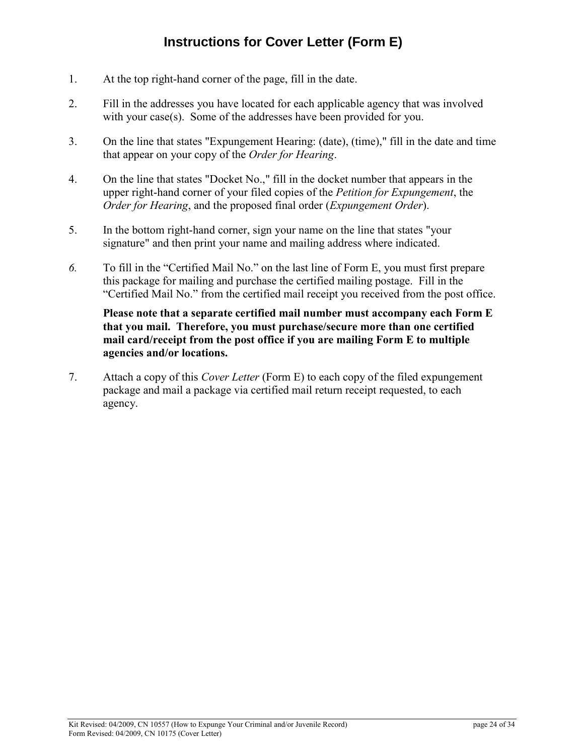# Instructions for Cover Letter (Form E)

1. At the top right-hand corner of the page, fill in the date.

2. Fill in the addresses you have located for each applicable agency that was involved with your case(s). Some of the addresses have been provided for you.

3. On the line that states "Expungement Hearing: (date), (time)," fill in the date and time that appear on your copy of the *Order for Hearing*.

4. On the line that states "Docket No.," fill in the docket number that appears in the upper right-hand corner of your filed copies of the *Petition for Expungement*, the *Order for Hearing*, and the proposed final order (*Expungement Order*).

5. In the bottom right-hand corner, sign your name on the line that states "your signature" and then print your name and mailing address where indicated.

6. To fill in the "Certified Mail No." on the last line of Form E, you must first prepare this package for mailing and purchase the certified mailing postage. Fill in the "Certified Mail No." from the certified mail receipt you received from the post office.

   **Please note that a separate certified mail number must accompany each Form E that you mail. Therefore, you must purchase/secure more than one certified mail card/receipt from the post office if you are mailing Form E to multiple agencies and/or locations.**

7. Attach a copy of this *Cover Letter* (Form E) to each copy of the filed expungement package and mail a package via certified mail return receipt requested, to each agency.

Kit Revised: 04/2009, CN 10557 (How to Expunge Your Criminal and/or Juvenile Record)
Form Revised: 04/2009, CN 10175 (Cover Letter)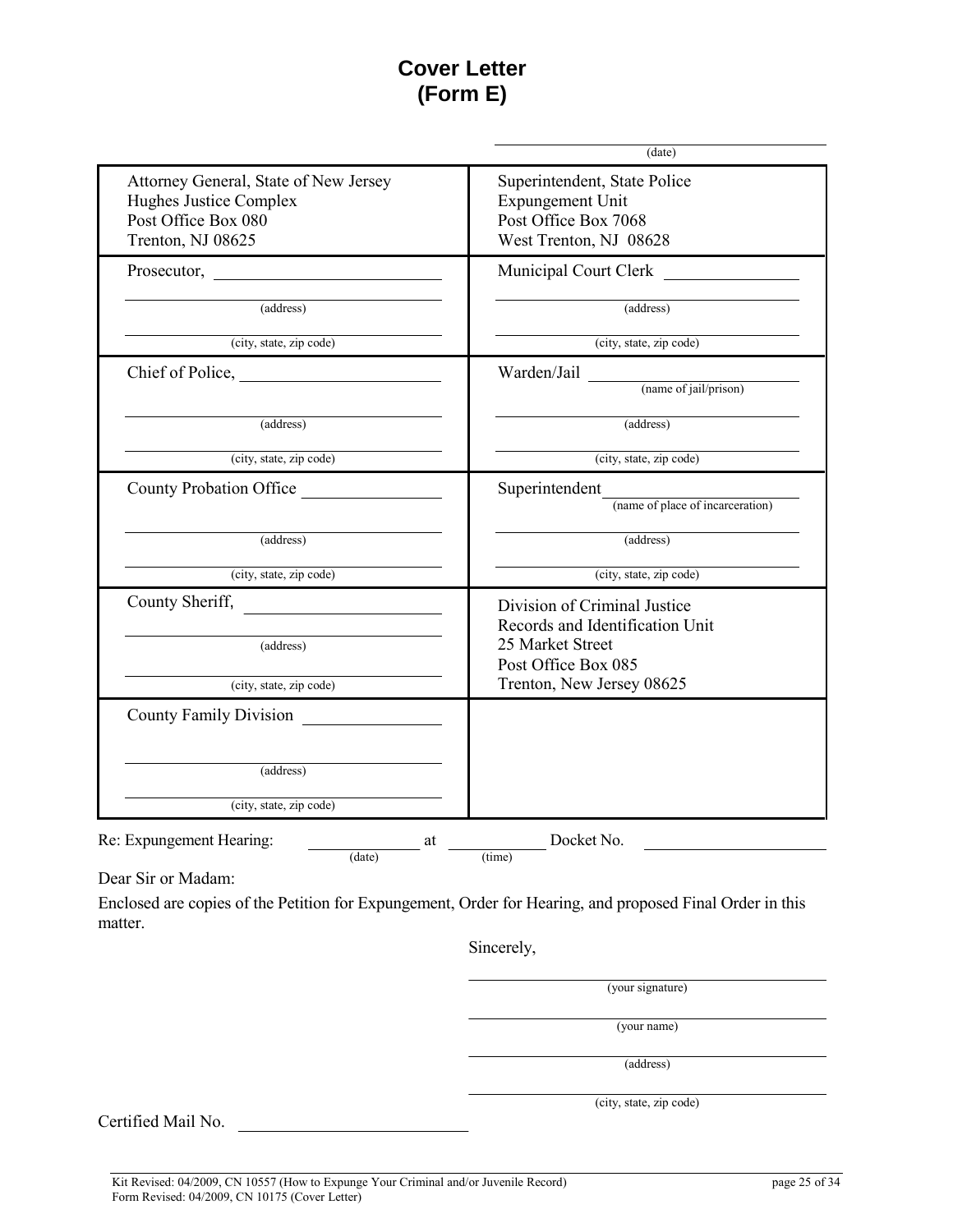# Cover Letter
# (Form E)

\_\_\_\_\_\_\_\_\_\_\_\_\_\_\_\_\_\_\_\_\_\_\_\_\_\_\_\_
(date)

| | |
|---|---|
| Attorney General, State of New Jersey<br>Hughes Justice Complex<br>Post Office Box 080<br>Trenton, NJ 08625 | Superintendent, State Police<br>Expungement Unit<br>Post Office Box 7068<br>West Trenton, NJ 08628 |
| Prosecutor, \_\_\_\_\_\_\_\_\_\_\_\_\_\_\_\_<br>\_\_\_\_\_\_\_\_\_\_\_\_\_\_\_\_ (address)<br>\_\_\_\_\_\_\_\_\_\_\_\_\_\_\_\_ (city, state, zip code) | Municipal Court Clerk \_\_\_\_\_\_\_\_\_\_\_\_\_\_\_\_<br>\_\_\_\_\_\_\_\_\_\_\_\_\_\_\_\_ (address)<br>\_\_\_\_\_\_\_\_\_\_\_\_\_\_\_\_ (city, state, zip code) |
| Chief of Police, \_\_\_\_\_\_\_\_\_\_\_\_\_\_\_\_<br>\_\_\_\_\_\_\_\_\_\_\_\_\_\_\_\_ (address)<br>\_\_\_\_\_\_\_\_\_\_\_\_\_\_\_\_ (city, state, zip code) | Warden/Jail \_\_\_\_\_\_\_\_\_\_\_\_\_\_\_\_ (name of jail/prison)<br>\_\_\_\_\_\_\_\_\_\_\_\_\_\_\_\_ (address)<br>\_\_\_\_\_\_\_\_\_\_\_\_\_\_\_\_ (city, state, zip code) |
| County Probation Office \_\_\_\_\_\_\_\_\_\_\_\_\_\_\_\_<br>\_\_\_\_\_\_\_\_\_\_\_\_\_\_\_\_ (address)<br>\_\_\_\_\_\_\_\_\_\_\_\_\_\_\_\_ (city, state, zip code) | Superintendent \_\_\_\_\_\_\_\_\_\_\_\_\_\_\_\_ (name of place of incarceration)<br>\_\_\_\_\_\_\_\_\_\_\_\_\_\_\_\_ (address)<br>\_\_\_\_\_\_\_\_\_\_\_\_\_\_\_\_ (city, state, zip code) |
| County Sheriff, \_\_\_\_\_\_\_\_\_\_\_\_\_\_\_\_<br>\_\_\_\_\_\_\_\_\_\_\_\_\_\_\_\_ (address)<br>\_\_\_\_\_\_\_\_\_\_\_\_\_\_\_\_ (city, state, zip code) | Division of Criminal Justice<br>Records and Identification Unit<br>25 Market Street<br>Post Office Box 085<br>Trenton, New Jersey 08625 |
| County Family Division \_\_\_\_\_\_\_\_\_\_\_\_\_\_\_\_<br>\_\_\_\_\_\_\_\_\_\_\_\_\_\_\_\_ (address)<br>\_\_\_\_\_\_\_\_\_\_\_\_\_\_\_\_ (city, state, zip code) | |

Re: Expungement Hearing: \_\_\_\_\_\_\_\_\_\_ (date) at \_\_\_\_\_\_\_\_\_\_ (time) Docket No. \_\_\_\_\_\_\_\_\_\_\_\_\_\_\_\_

Dear Sir or Madam:

Enclosed are copies of the Petition for Expungement, Order for Hearing, and proposed Final Order in this matter.

Sincerely,

\_\_\_\_\_\_\_\_\_\_\_\_\_\_\_\_\_\_\_\_\_\_\_\_\_\_\_\_
(your signature)

\_\_\_\_\_\_\_\_\_\_\_\_\_\_\_\_\_\_\_\_\_\_\_\_\_\_\_\_
(your name)

\_\_\_\_\_\_\_\_\_\_\_\_\_\_\_\_\_\_\_\_\_\_\_\_\_\_\_\_
(address)

\_\_\_\_\_\_\_\_\_\_\_\_\_\_\_\_\_\_\_\_\_\_\_\_\_\_\_\_
(city, state, zip code)

Certified Mail No. \_\_\_\_\_\_\_\_\_\_\_\_\_\_\_\_\_\_\_\_\_\_\_\_\_\_\_\_

Kit Revised: 04/2009, CN 10557 (How to Expunge Your Criminal and/or Juvenile Record)
Form Revised: 04/2009, CN 10175 (Cover Letter)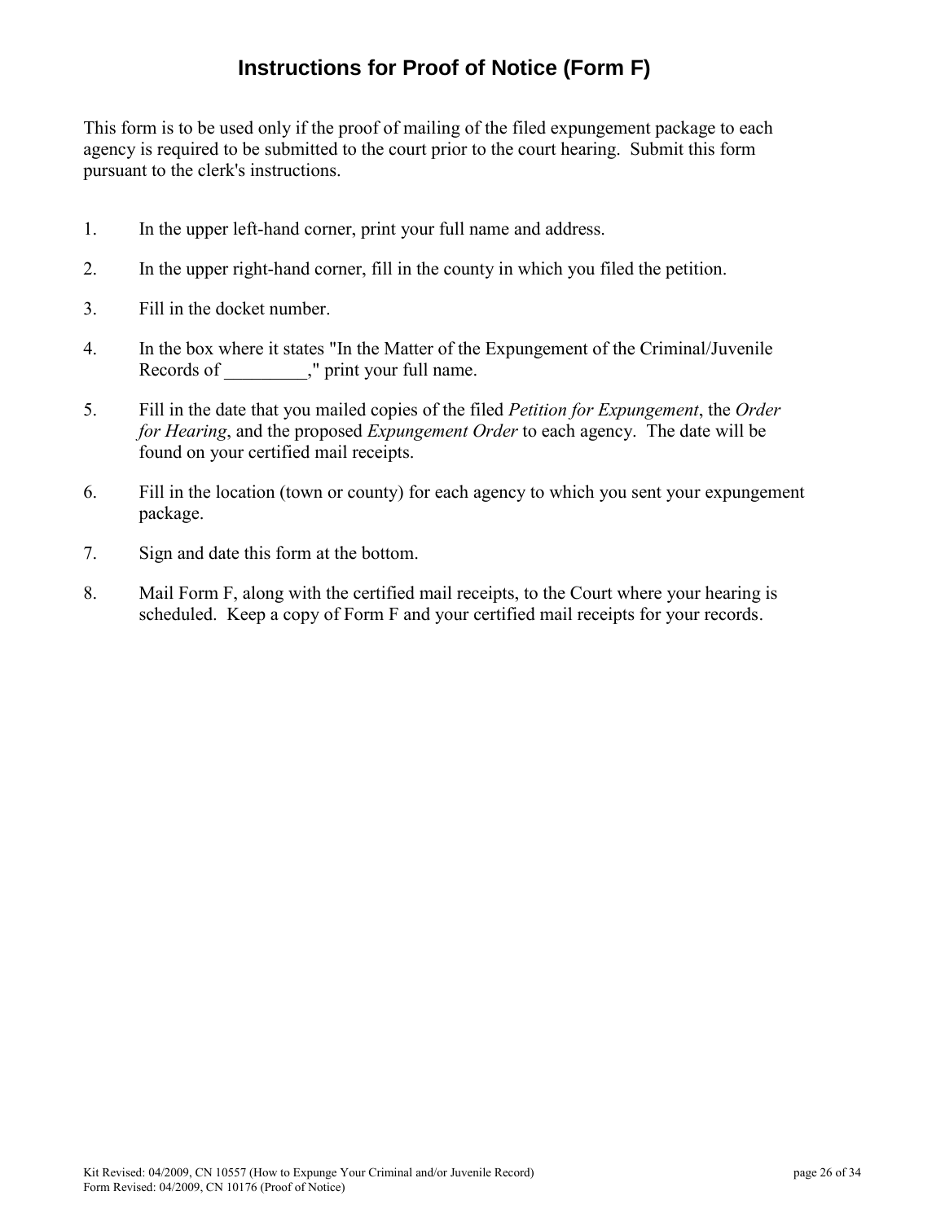# Instructions for Proof of Notice (Form F)

This form is to be used only if the proof of mailing of the filed expungement package to each agency is required to be submitted to the court prior to the court hearing. Submit this form pursuant to the clerk's instructions.

1. In the upper left-hand corner, print your full name and address.
2. In the upper right-hand corner, fill in the county in which you filed the petition.
3. Fill in the docket number.
4. In the box where it states "In the Matter of the Expungement of the Criminal/Juvenile Records of _________," print your full name.
5. Fill in the date that you mailed copies of the filed *Petition for Expungement*, the *Order for Hearing*, and the proposed *Expungement Order* to each agency. The date will be found on your certified mail receipts.
6. Fill in the location (town or county) for each agency to which you sent your expungement package.
7. Sign and date this form at the bottom.
8. Mail Form F, along with the certified mail receipts, to the Court where your hearing is scheduled. Keep a copy of Form F and your certified mail receipts for your records.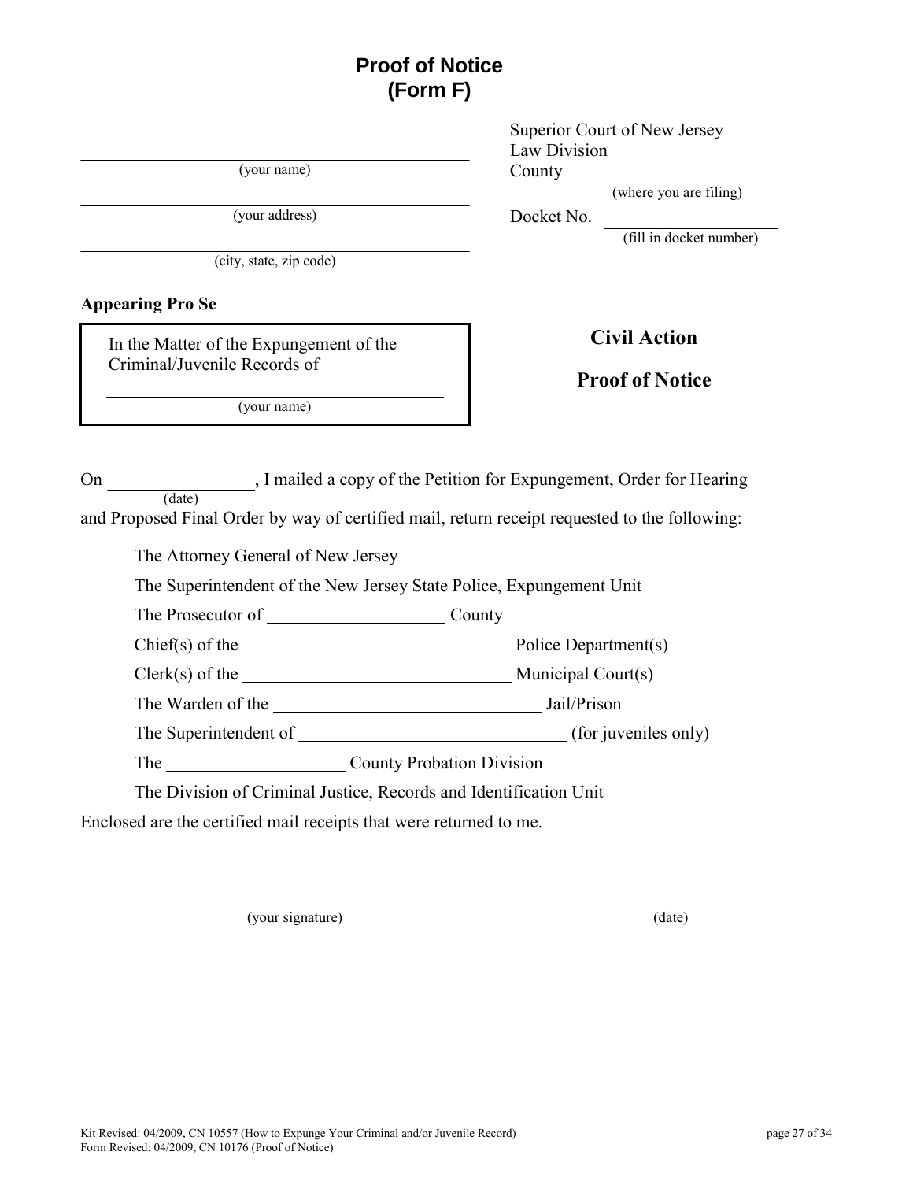# Proof of Notice
# (Form F)

______________________________
(your name)

______________________________
(your address)

______________________________
(city, state, zip code)

**Appearing Pro Se**

Superior Court of New Jersey
Law Division
County ______________________
(where you are filing)

Docket No. ______________________
(fill in docket number)

In the Matter of the Expungement of the Criminal/Juvenile Records of

______________________________
(your name)

**Civil Action**

**Proof of Notice**

On ________________ (date), I mailed a copy of the Petition for Expungement, Order for Hearing and Proposed Final Order by way of certified mail, return receipt requested to the following:

The Attorney General of New Jersey

The Superintendent of the New Jersey State Police, Expungement Unit

The Prosecutor of ____________________ County

Chief(s) of the ______________________________ Police Department(s)

Clerk(s) of the ______________________________ Municipal Court(s)

The Warden of the ______________________________ Jail/Prison

The Superintendent of ______________________________ (for juveniles only)

The ____________________ County Probation Division

The Division of Criminal Justice, Records and Identification Unit

Enclosed are the certified mail receipts that were returned to me.

______________________________ (your signature)

______________________ (date)

Kit Revised: 04/2009, CN 10557 (How to Expunge Your Criminal and/or Juvenile Record)
Form Revised: 04/2009, CN 10176 (Proof of Notice)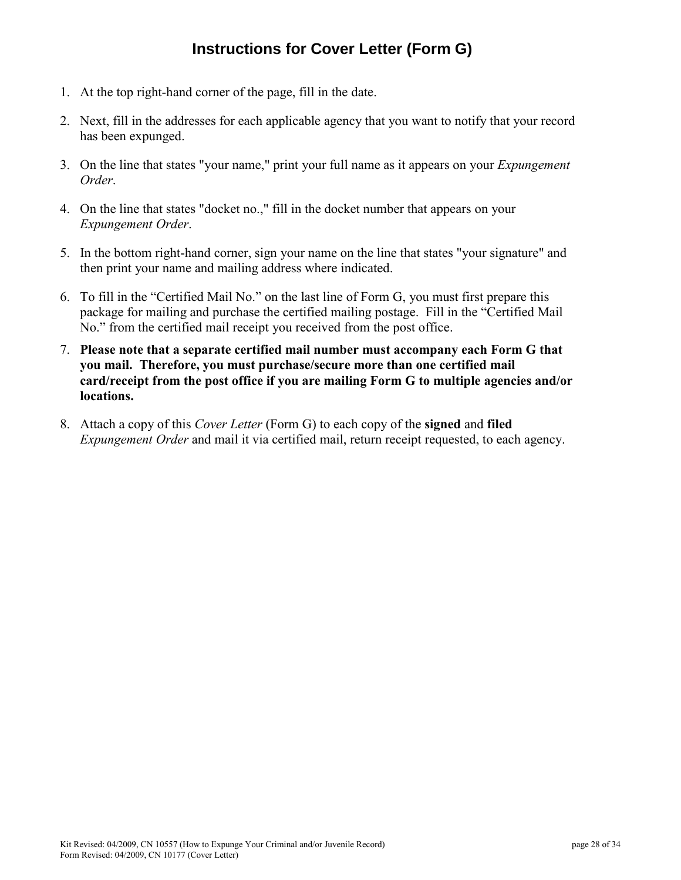# Instructions for Cover Letter (Form G)

1. At the top right-hand corner of the page, fill in the date.
2. Next, fill in the addresses for each applicable agency that you want to notify that your record has been expunged.
3. On the line that states "your name," print your full name as it appears on your *Expungement Order*.
4. On the line that states "docket no.," fill in the docket number that appears on your *Expungement Order*.
5. In the bottom right-hand corner, sign your name on the line that states "your signature" and then print your name and mailing address where indicated.
6. To fill in the "Certified Mail No." on the last line of Form G, you must first prepare this package for mailing and purchase the certified mailing postage. Fill in the "Certified Mail No." from the certified mail receipt you received from the post office.
7. **Please note that a separate certified mail number must accompany each Form G that you mail. Therefore, you must purchase/secure more than one certified mail card/receipt from the post office if you are mailing Form G to multiple agencies and/or locations.**
8. Attach a copy of this *Cover Letter* (Form G) to each copy of the **signed** and **filed** *Expungement Order* and mail it via certified mail, return receipt requested, to each agency.

Kit Revised: 04/2009, CN 10557 (How to Expunge Your Criminal and/or Juvenile Record)
Form Revised: 04/2009, CN 10177 (Cover Letter)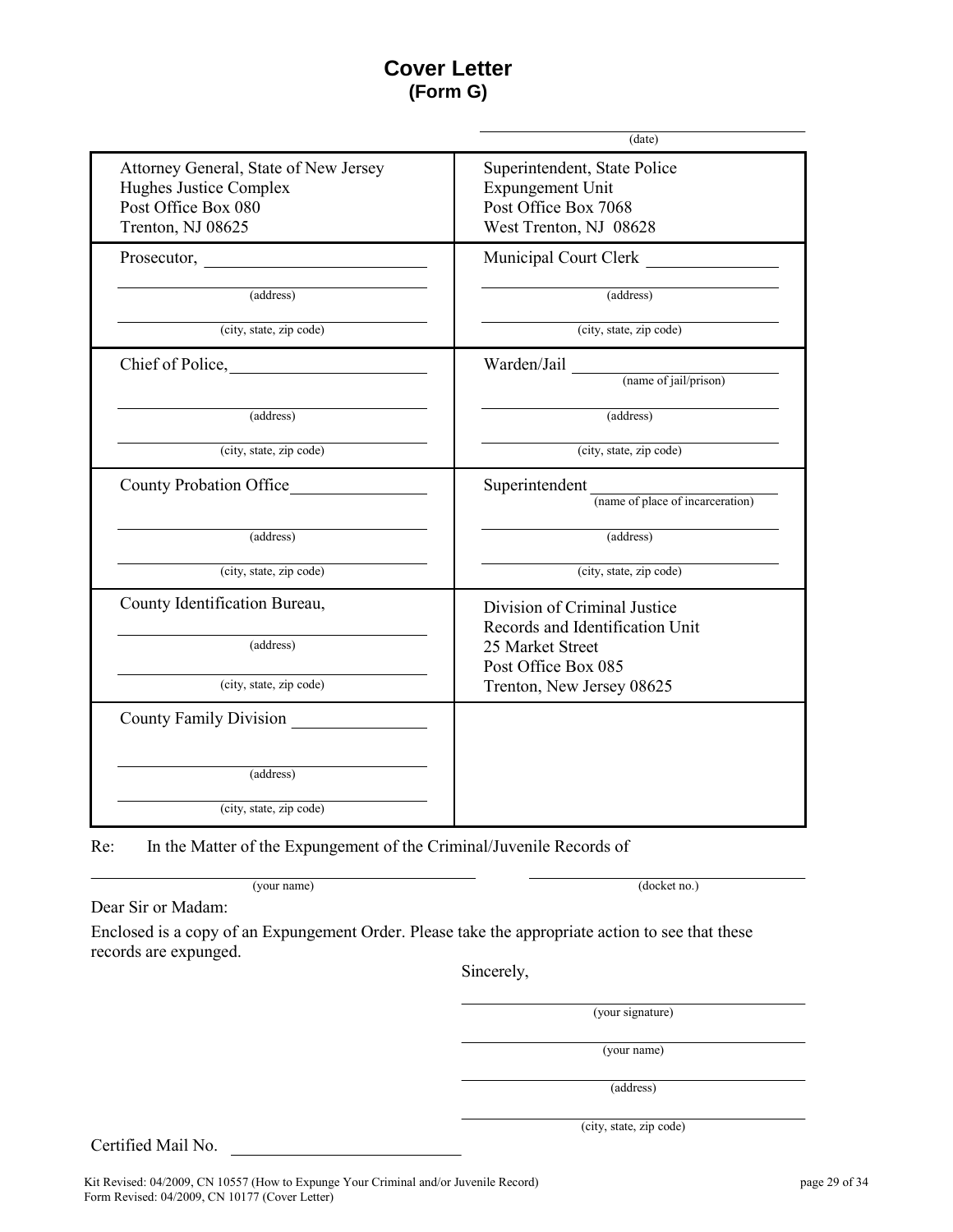# Cover Letter
## (Form G)

\_\_\_\_\_\_\_\_\_\_\_\_\_\_\_\_\_\_\_\_\_\_\_\_\_\_\_\_
(date)

| | |
|---|---|
| Attorney General, State of New Jersey<br>Hughes Justice Complex<br>Post Office Box 080<br>Trenton, NJ 08625 | Superintendent, State Police<br>Expungement Unit<br>Post Office Box 7068<br>West Trenton, NJ 08628 |
| Prosecutor, \_\_\_\_\_\_\_\_\_\_\_\_\_\_\_\_<br>\_\_\_\_\_\_\_\_\_\_\_\_\_\_\_\_ (address)<br>\_\_\_\_\_\_\_\_\_\_\_\_\_\_\_\_ (city, state, zip code) | Municipal Court Clerk \_\_\_\_\_\_\_\_\_\_\_\_\_\_\_\_<br>\_\_\_\_\_\_\_\_\_\_\_\_\_\_\_\_ (address)<br>\_\_\_\_\_\_\_\_\_\_\_\_\_\_\_\_ (city, state, zip code) |
| Chief of Police, \_\_\_\_\_\_\_\_\_\_\_\_\_\_\_\_<br>\_\_\_\_\_\_\_\_\_\_\_\_\_\_\_\_ (address)<br>\_\_\_\_\_\_\_\_\_\_\_\_\_\_\_\_ (city, state, zip code) | Warden/Jail \_\_\_\_\_\_\_\_\_\_\_\_\_\_\_\_ (name of jail/prison)<br>\_\_\_\_\_\_\_\_\_\_\_\_\_\_\_\_ (address)<br>\_\_\_\_\_\_\_\_\_\_\_\_\_\_\_\_ (city, state, zip code) |
| County Probation Office \_\_\_\_\_\_\_\_\_\_\_\_\_\_\_\_<br>\_\_\_\_\_\_\_\_\_\_\_\_\_\_\_\_ (address)<br>\_\_\_\_\_\_\_\_\_\_\_\_\_\_\_\_ (city, state, zip code) | Superintendent \_\_\_\_\_\_\_\_\_\_\_\_\_\_\_\_ (name of place of incarceration)<br>\_\_\_\_\_\_\_\_\_\_\_\_\_\_\_\_ (address)<br>\_\_\_\_\_\_\_\_\_\_\_\_\_\_\_\_ (city, state, zip code) |
| County Identification Bureau,<br>\_\_\_\_\_\_\_\_\_\_\_\_\_\_\_\_ (address)<br>\_\_\_\_\_\_\_\_\_\_\_\_\_\_\_\_ (city, state, zip code) | Division of Criminal Justice<br>Records and Identification Unit<br>25 Market Street<br>Post Office Box 085<br>Trenton, New Jersey 08625 |
| County Family Division \_\_\_\_\_\_\_\_\_\_\_\_\_\_\_\_<br>\_\_\_\_\_\_\_\_\_\_\_\_\_\_\_\_ (address)<br>\_\_\_\_\_\_\_\_\_\_\_\_\_\_\_\_ (city, state, zip code) | |

Re: In the Matter of the Expungement of the Criminal/Juvenile Records of

\_\_\_\_\_\_\_\_\_\_\_\_\_\_\_\_\_\_\_\_\_\_\_\_\_\_\_\_ (your name) \_\_\_\_\_\_\_\_\_\_\_\_\_\_\_\_\_\_\_\_\_\_\_\_\_\_\_\_ (docket no.)

Dear Sir or Madam:

Enclosed is a copy of an Expungement Order. Please take the appropriate action to see that these records are expunged.

Sincerely,

\_\_\_\_\_\_\_\_\_\_\_\_\_\_\_\_\_\_\_\_\_\_\_\_\_\_\_\_
(your signature)

\_\_\_\_\_\_\_\_\_\_\_\_\_\_\_\_\_\_\_\_\_\_\_\_\_\_\_\_
(your name)

\_\_\_\_\_\_\_\_\_\_\_\_\_\_\_\_\_\_\_\_\_\_\_\_\_\_\_\_
(address)

\_\_\_\_\_\_\_\_\_\_\_\_\_\_\_\_\_\_\_\_\_\_\_\_\_\_\_\_
(city, state, zip code)

Certified Mail No. \_\_\_\_\_\_\_\_\_\_\_\_\_\_\_\_\_\_\_\_\_\_\_\_\_\_\_\_

Kit Revised: 04/2009, CN 10557 (How to Expunge Your Criminal and/or Juvenile Record)
Form Revised: 04/2009, CN 10177 (Cover Letter)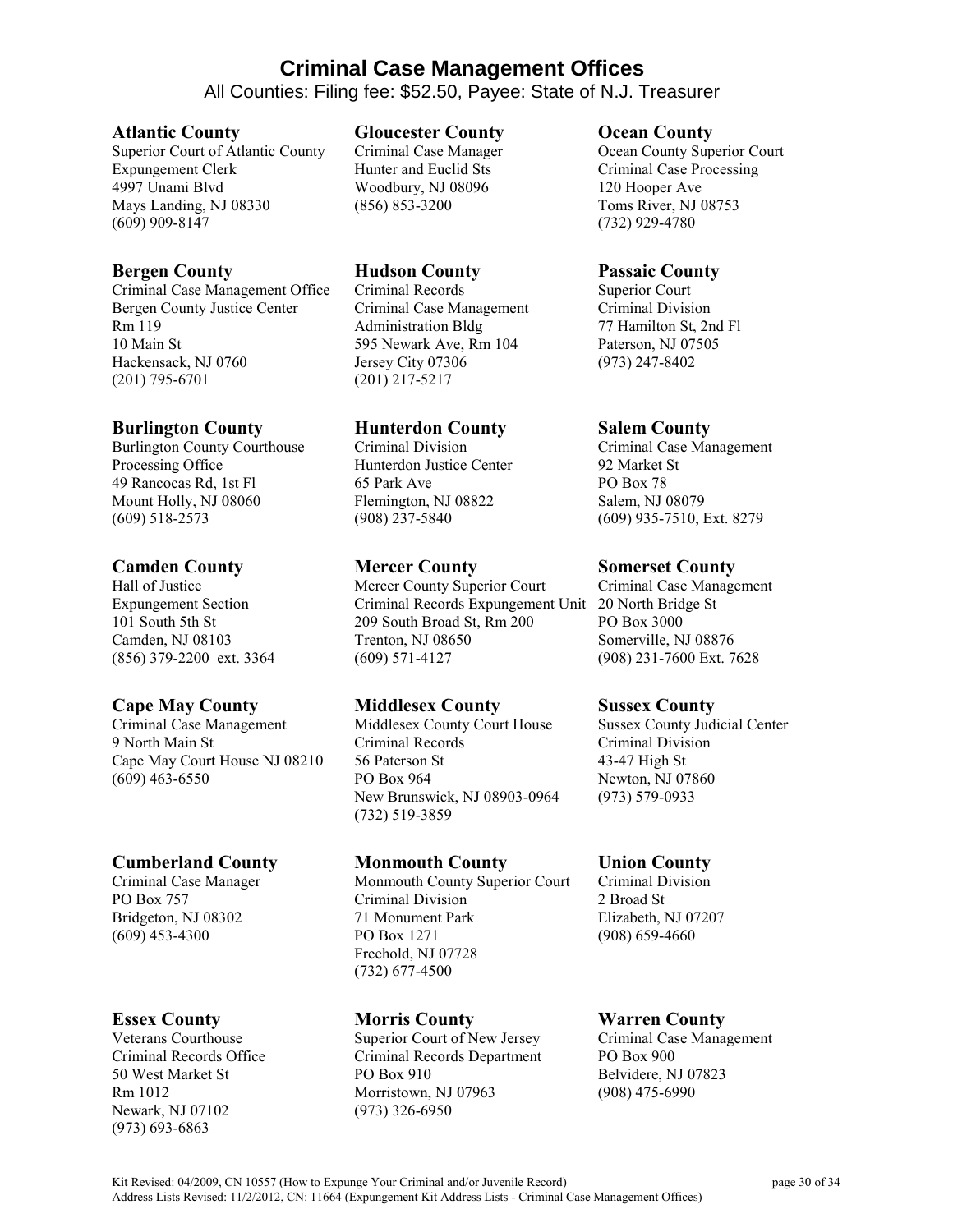# Criminal Case Management Offices

All Counties: Filing fee: $52.50, Payee: State of N.J. Treasurer

### Atlantic County

Superior Court of Atlantic County
Expungement Clerk
4997 Unami Blvd
Mays Landing, NJ 08330
(609) 909-8147

### Bergen County

Criminal Case Management Office
Bergen County Justice Center
Rm 119
10 Main St
Hackensack, NJ 0760
(201) 795-6701

### Burlington County

Burlington County Courthouse
Processing Office
49 Rancocas Rd, 1st Fl
Mount Holly, NJ 08060
(609) 518-2573

### Camden County

Hall of Justice
Expungement Section
101 South 5th St
Camden, NJ 08103
(856) 379-2200 ext. 3364

### Cape May County

Criminal Case Management
9 North Main St
Cape May Court House NJ 08210
(609) 463-6550

### Cumberland County

Criminal Case Manager
PO Box 757
Bridgeton, NJ 08302
(609) 453-4300

### Essex County

Veterans Courthouse
Criminal Records Office
50 West Market St
Rm 1012
Newark, NJ 07102
(973) 693-6863

### Gloucester County

Criminal Case Manager
Hunter and Euclid Sts
Woodbury, NJ 08096
(856) 853-3200

### Hudson County

Criminal Records
Criminal Case Management
Administration Bldg
595 Newark Ave, Rm 104
Jersey City 07306
(201) 217-5217

### Hunterdon County

Criminal Division
Hunterdon Justice Center
65 Park Ave
Flemington, NJ 08822
(908) 237-5840

### Mercer County

Mercer County Superior Court
Criminal Records Expungement Unit
209 South Broad St, Rm 200
Trenton, NJ 08650
(609) 571-4127

### Middlesex County

Middlesex County Court House
Criminal Records
56 Paterson St
PO Box 964
New Brunswick, NJ 08903-0964
(732) 519-3859

### Monmouth County

Monmouth County Superior Court
Criminal Division
71 Monument Park
PO Box 1271
Freehold, NJ 07728
(732) 677-4500

### Morris County

Superior Court of New Jersey
Criminal Records Department
PO Box 910
Morristown, NJ 07963
(973) 326-6950

### Ocean County

Ocean County Superior Court
Criminal Case Processing
120 Hooper Ave
Toms River, NJ 08753
(732) 929-4780

### Passaic County

Superior Court
Criminal Division
77 Hamilton St, 2nd Fl
Paterson, NJ 07505
(973) 247-8402

### Salem County

Criminal Case Management
92 Market St
PO Box 78
Salem, NJ 08079
(609) 935-7510, Ext. 8279

### Somerset County

Criminal Case Management
20 North Bridge St
PO Box 3000
Somerville, NJ 08876
(908) 231-7600 Ext. 7628

### Sussex County

Sussex County Judicial Center
Criminal Division
43-47 High St
Newton, NJ 07860
(973) 579-0933

### Union County

Criminal Division
2 Broad St
Elizabeth, NJ 07207
(908) 659-4660

### Warren County

Criminal Case Management
PO Box 900
Belvidere, NJ 07823
(908) 475-6990

Kit Revised: 04/2009, CN 10557 (How to Expunge Your Criminal and/or Juvenile Record)
Address Lists Revised: 11/2/2012, CN: 11664 (Expungement Kit Address Lists - Criminal Case Management Offices)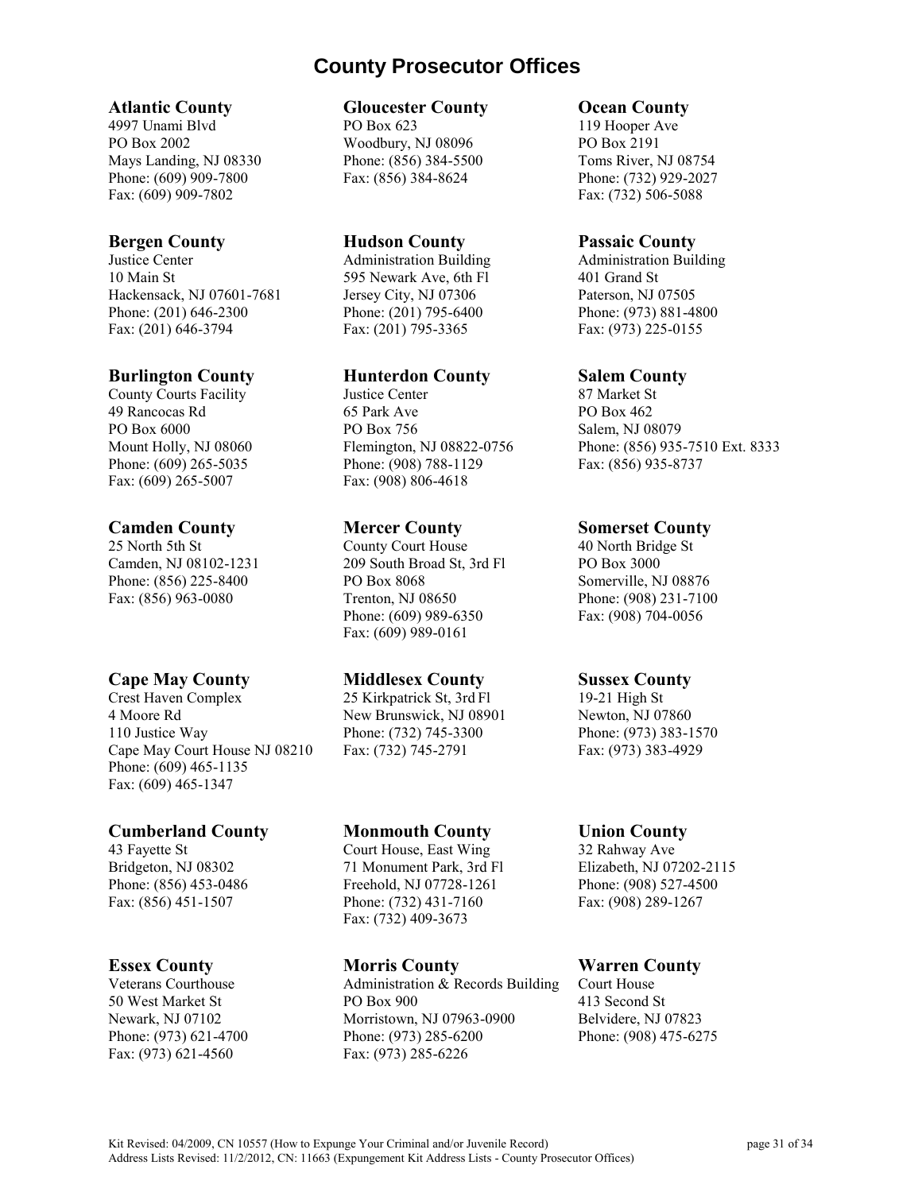# County Prosecutor Offices

### Atlantic County
4997 Unami Blvd
PO Box 2002
Mays Landing, NJ 08330
Phone: (609) 909-7800
Fax: (609) 909-7802

### Bergen County
Justice Center
10 Main St
Hackensack, NJ 07601-7681
Phone: (201) 646-2300
Fax: (201) 646-3794

### Burlington County
County Courts Facility
49 Rancocas Rd
PO Box 6000
Mount Holly, NJ 08060
Phone: (609) 265-5035
Fax: (609) 265-5007

### Camden County
25 North 5th St
Camden, NJ 08102-1231
Phone: (856) 225-8400
Fax: (856) 963-0080

### Cape May County
Crest Haven Complex
4 Moore Rd
110 Justice Way
Cape May Court House NJ 08210
Phone: (609) 465-1135
Fax: (609) 465-1347

### Cumberland County
43 Fayette St
Bridgeton, NJ 08302
Phone: (856) 453-0486
Fax: (856) 451-1507

### Essex County
Veterans Courthouse
50 West Market St
Newark, NJ 07102
Phone: (973) 621-4700
Fax: (973) 621-4560

### Gloucester County
PO Box 623
Woodbury, NJ 08096
Phone: (856) 384-5500
Fax: (856) 384-8624

### Hudson County
Administration Building
595 Newark Ave, 6th Fl
Jersey City, NJ 07306
Phone: (201) 795-6400
Fax: (201) 795-3365

### Hunterdon County
Justice Center
65 Park Ave
PO Box 756
Flemington, NJ 08822-0756
Phone: (908) 788-1129
Fax: (908) 806-4618

### Mercer County
County Court House
209 South Broad St, 3rd Fl
PO Box 8068
Trenton, NJ 08650
Phone: (609) 989-6350
Fax: (609) 989-0161

### Middlesex County
25 Kirkpatrick St, 3rd Fl
New Brunswick, NJ 08901
Phone: (732) 745-3300
Fax: (732) 745-2791

### Monmouth County
Court House, East Wing
71 Monument Park, 3rd Fl
Freehold, NJ 07728-1261
Phone: (732) 431-7160
Fax: (732) 409-3673

### Morris County
Administration & Records Building
PO Box 900
Morristown, NJ 07963-0900
Phone: (973) 285-6200
Fax: (973) 285-6226

### Ocean County
119 Hooper Ave
PO Box 2191
Toms River, NJ 08754
Phone: (732) 929-2027
Fax: (732) 506-5088

### Passaic County
Administration Building
401 Grand St
Paterson, NJ 07505
Phone: (973) 881-4800
Fax: (973) 225-0155

### Salem County
87 Market St
PO Box 462
Salem, NJ 08079
Phone: (856) 935-7510 Ext. 8333
Fax: (856) 935-8737

### Somerset County
40 North Bridge St
PO Box 3000
Somerville, NJ 08876
Phone: (908) 231-7100
Fax: (908) 704-0056

### Sussex County
19-21 High St
Newton, NJ 07860
Phone: (973) 383-1570
Fax: (973) 383-4929

### Union County
32 Rahway Ave
Elizabeth, NJ 07202-2115
Phone: (908) 527-4500
Fax: (908) 289-1267

### Warren County
Court House
413 Second St
Belvidere, NJ 07823
Phone: (908) 475-6275

Kit Revised: 04/2009, CN 10557 (How to Expunge Your Criminal and/or Juvenile Record)
Address Lists Revised: 11/2/2012, CN: 11663 (Expungement Kit Address Lists - County Prosecutor Offices)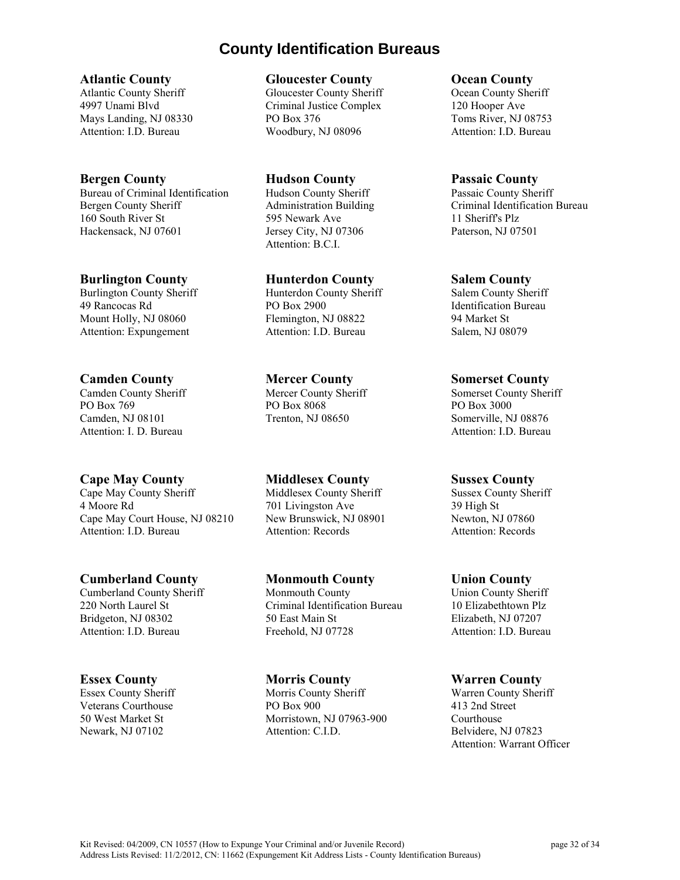# County Identification Bureaus

**Atlantic County**
Atlantic County Sheriff
4997 Unami Blvd
Mays Landing, NJ 08330
Attention: I.D. Bureau

**Bergen County**
Bureau of Criminal Identification
Bergen County Sheriff
160 South River St
Hackensack, NJ 07601

**Burlington County**
Burlington County Sheriff
49 Rancocas Rd
Mount Holly, NJ 08060
Attention: Expungement

**Camden County**
Camden County Sheriff
PO Box 769
Camden, NJ 08101
Attention: I. D. Bureau

**Cape May County**
Cape May County Sheriff
4 Moore Rd
Cape May Court House, NJ 08210
Attention: I.D. Bureau

**Cumberland County**
Cumberland County Sheriff
220 North Laurel St
Bridgeton, NJ 08302
Attention: I.D. Bureau

**Essex County**
Essex County Sheriff
Veterans Courthouse
50 West Market St
Newark, NJ 07102

**Gloucester County**
Gloucester County Sheriff
Criminal Justice Complex
PO Box 376
Woodbury, NJ 08096

**Hudson County**
Hudson County Sheriff
Administration Building
595 Newark Ave
Jersey City, NJ 07306
Attention: B.C.I.

**Hunterdon County**
Hunterdon County Sheriff
PO Box 2900
Flemington, NJ 08822
Attention: I.D. Bureau

**Mercer County**
Mercer County Sheriff
PO Box 8068
Trenton, NJ 08650

**Middlesex County**
Middlesex County Sheriff
701 Livingston Ave
New Brunswick, NJ 08901
Attention: Records

**Monmouth County**
Monmouth County
Criminal Identification Bureau
50 East Main St
Freehold, NJ 07728

**Morris County**
Morris County Sheriff
PO Box 900
Morristown, NJ 07963-900
Attention: C.I.D.

**Ocean County**
Ocean County Sheriff
120 Hooper Ave
Toms River, NJ 08753
Attention: I.D. Bureau

**Passaic County**
Passaic County Sheriff
Criminal Identification Bureau
11 Sheriff's Plz
Paterson, NJ 07501

**Salem County**
Salem County Sheriff
Identification Bureau
94 Market St
Salem, NJ 08079

**Somerset County**
Somerset County Sheriff
PO Box 3000
Somerville, NJ 08876
Attention: I.D. Bureau

**Sussex County**
Sussex County Sheriff
39 High St
Newton, NJ 07860
Attention: Records

**Union County**
Union County Sheriff
10 Elizabethtown Plz
Elizabeth, NJ 07207
Attention: I.D. Bureau

**Warren County**
Warren County Sheriff
413 2nd Street
Courthouse
Belvidere, NJ 07823
Attention: Warrant Officer

Kit Revised: 04/2009, CN 10557 (How to Expunge Your Criminal and/or Juvenile Record)
Address Lists Revised: 11/2/2012, CN: 11662 (Expungement Kit Address Lists - County Identification Bureaus)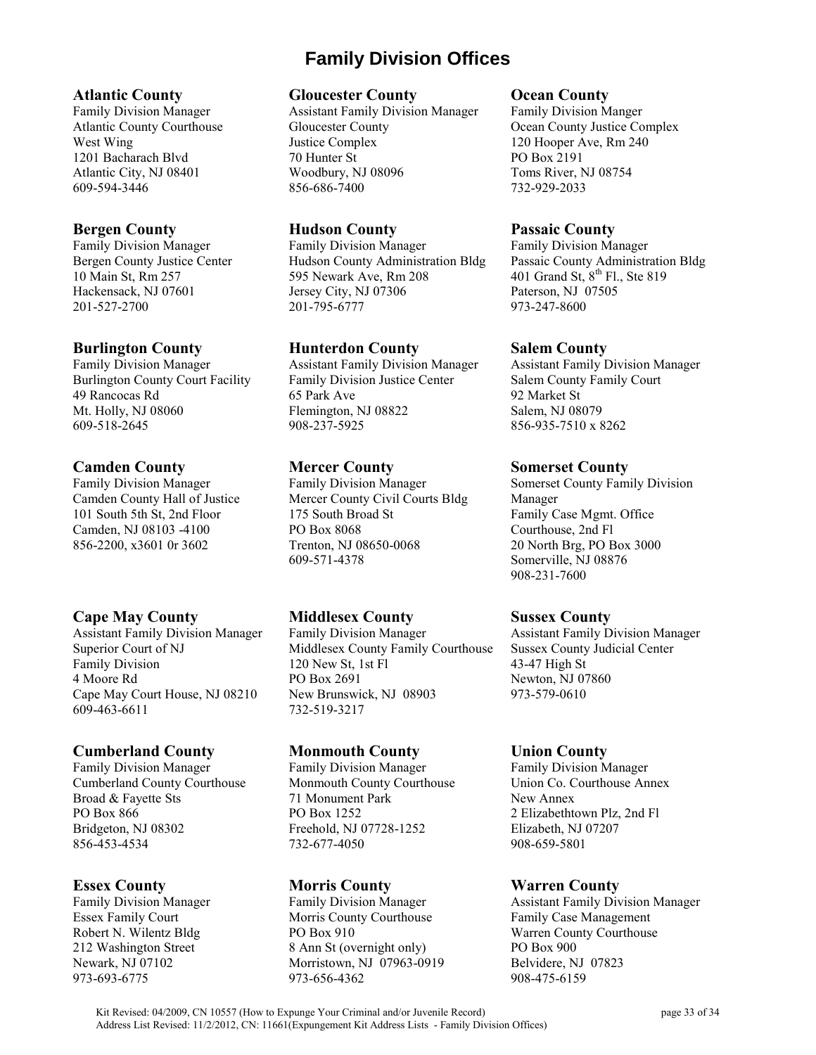# Family Division Offices

### Atlantic County
Family Division Manager
Atlantic County Courthouse
West Wing
1201 Bacharach Blvd
Atlantic City, NJ 08401
609-594-3446

### Bergen County
Family Division Manager
Bergen County Justice Center
10 Main St, Rm 257
Hackensack, NJ 07601
201-527-2700

### Burlington County
Family Division Manager
Burlington County Court Facility
49 Rancocas Rd
Mt. Holly, NJ 08060
609-518-2645

### Camden County
Family Division Manager
Camden County Hall of Justice
101 South 5th St, 2nd Floor
Camden, NJ 08103 -4100
856-2200, x3601 0r 3602

### Cape May County
Assistant Family Division Manager
Superior Court of NJ
Family Division
4 Moore Rd
Cape May Court House, NJ 08210
609-463-6611

### Cumberland County
Family Division Manager
Cumberland County Courthouse
Broad & Fayette Sts
PO Box 866
Bridgeton, NJ 08302
856-453-4534

### Essex County
Family Division Manager
Essex Family Court
Robert N. Wilentz Bldg
212 Washington Street
Newark, NJ 07102
973-693-6775

### Gloucester County
Assistant Family Division Manager
Gloucester County
Justice Complex
70 Hunter St
Woodbury, NJ 08096
856-686-7400

### Hudson County
Family Division Manager
Hudson County Administration Bldg
595 Newark Ave, Rm 208
Jersey City, NJ 07306
201-795-6777

### Hunterdon County
Assistant Family Division Manager
Family Division Justice Center
65 Park Ave
Flemington, NJ 08822
908-237-5925

### Mercer County
Family Division Manager
Mercer County Civil Courts Bldg
175 South Broad St
PO Box 8068
Trenton, NJ 08650-0068
609-571-4378

### Middlesex County
Family Division Manager
Middlesex County Family Courthouse
120 New St, 1st Fl
PO Box 2691
New Brunswick, NJ 08903
732-519-3217

### Monmouth County
Family Division Manager
Monmouth County Courthouse
71 Monument Park
PO Box 1252
Freehold, NJ 07728-1252
732-677-4050

### Morris County
Family Division Manager
Morris County Courthouse
PO Box 910
8 Ann St (overnight only)
Morristown, NJ 07963-0919
973-656-4362

### Ocean County
Family Division Manger
Ocean County Justice Complex
120 Hooper Ave, Rm 240
PO Box 2191
Toms River, NJ 08754
732-929-2033

### Passaic County
Family Division Manager
Passaic County Administration Bldg
401 Grand St, 8th Fl., Ste 819
Paterson, NJ 07505
973-247-8600

### Salem County
Assistant Family Division Manager
Salem County Family Court
92 Market St
Salem, NJ 08079
856-935-7510 x 8262

### Somerset County
Somerset County Family Division Manager
Family Case Mgmt. Office
Courthouse, 2nd Fl
20 North Brg, PO Box 3000
Somerville, NJ 08876
908-231-7600

### Sussex County
Assistant Family Division Manager
Sussex County Judicial Center
43-47 High St
Newton, NJ 07860
973-579-0610

### Union County
Family Division Manager
Union Co. Courthouse Annex
New Annex
2 Elizabethtown Plz, 2nd Fl
Elizabeth, NJ 07207
908-659-5801

### Warren County
Assistant Family Division Manager
Family Case Management
Warren County Courthouse
PO Box 900
Belvidere, NJ 07823
908-475-6159

Kit Revised: 04/2009, CN 10557 (How to Expunge Your Criminal and/or Juvenile Record)
Address List Revised: 11/2/2012, CN: 11661(Expungement Kit Address Lists - Family Division Offices)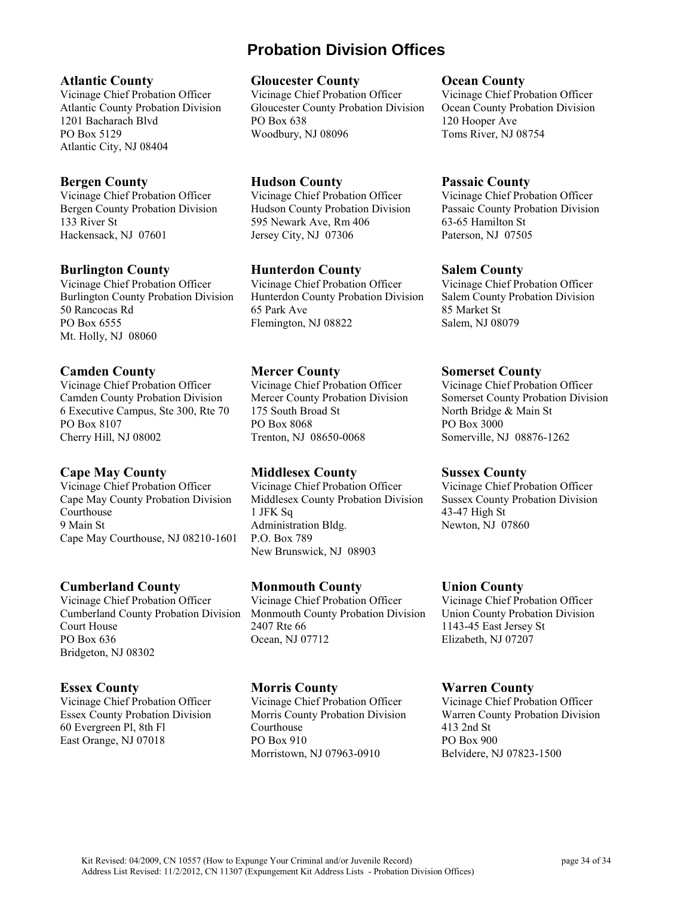# Probation Division Offices

### Atlantic County
Vicinage Chief Probation Officer
Atlantic County Probation Division
1201 Bacharach Blvd
PO Box 5129
Atlantic City, NJ 08404

### Bergen County
Vicinage Chief Probation Officer
Bergen County Probation Division
133 River St
Hackensack, NJ 07601

### Burlington County
Vicinage Chief Probation Officer
Burlington County Probation Division
50 Rancocas Rd
PO Box 6555
Mt. Holly, NJ 08060

### Camden County
Vicinage Chief Probation Officer
Camden County Probation Division
6 Executive Campus, Ste 300, Rte 70
PO Box 8107
Cherry Hill, NJ 08002

### Cape May County
Vicinage Chief Probation Officer
Cape May County Probation Division
Courthouse
9 Main St
Cape May Courthouse, NJ 08210-1601

### Cumberland County
Vicinage Chief Probation Officer
Cumberland County Probation Division
Court House
PO Box 636
Bridgeton, NJ 08302

### Essex County
Vicinage Chief Probation Officer
Essex County Probation Division
60 Evergreen Pl, 8th Fl
East Orange, NJ 07018

### Gloucester County
Vicinage Chief Probation Officer
Gloucester County Probation Division
PO Box 638
Woodbury, NJ 08096

### Hudson County
Vicinage Chief Probation Officer
Hudson County Probation Division
595 Newark Ave, Rm 406
Jersey City, NJ 07306

### Hunterdon County
Vicinage Chief Probation Officer
Hunterdon County Probation Division
65 Park Ave
Flemington, NJ 08822

### Mercer County
Vicinage Chief Probation Officer
Mercer County Probation Division
175 South Broad St
PO Box 8068
Trenton, NJ 08650-0068

### Middlesex County
Vicinage Chief Probation Officer
Middlesex County Probation Division
1 JFK Sq
Administration Bldg.
P.O. Box 789
New Brunswick, NJ 08903

### Monmouth County
Vicinage Chief Probation Officer
Monmouth County Probation Division
2407 Rte 66
Ocean, NJ 07712

### Morris County
Vicinage Chief Probation Officer
Morris County Probation Division
Courthouse
PO Box 910
Morristown, NJ 07963-0910

### Ocean County
Vicinage Chief Probation Officer
Ocean County Probation Division
120 Hooper Ave
Toms River, NJ 08754

### Passaic County
Vicinage Chief Probation Officer
Passaic County Probation Division
63-65 Hamilton St
Paterson, NJ 07505

### Salem County
Vicinage Chief Probation Officer
Salem County Probation Division
85 Market St
Salem, NJ 08079

### Somerset County
Vicinage Chief Probation Officer
Somerset County Probation Division
North Bridge & Main St
PO Box 3000
Somerville, NJ 08876-1262

### Sussex County
Vicinage Chief Probation Officer
Sussex County Probation Division
43-47 High St
Newton, NJ 07860

### Union County
Vicinage Chief Probation Officer
Union County Probation Division
1143-45 East Jersey St
Elizabeth, NJ 07207

### Warren County
Vicinage Chief Probation Officer
Warren County Probation Division
413 2nd St
PO Box 900
Belvidere, NJ 07823-1500

Kit Revised: 04/2009, CN 10557 (How to Expunge Your Criminal and/or Juvenile Record)
Address List Revised: 11/2/2012, CN 11307 (Expungement Kit Address Lists - Probation Division Offices)